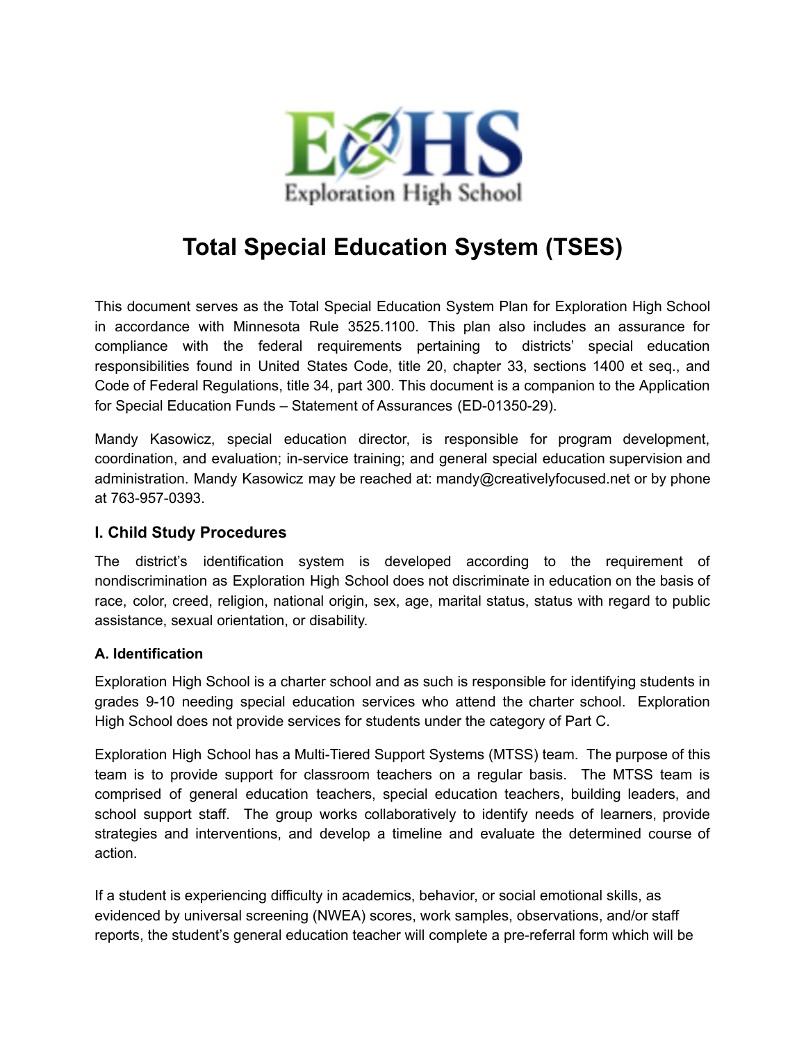# Total Special Education System (TSES)

This document serves as the Total Special Education System Plan for Exploration High School in accordance with Minnesota Rule 3525.1100. This plan also includes an assurance for compliance with the federal requirements pertaining to districts' special education responsibilities found in United States Code, title 20, chapter 33, sections 1400 et seq., and Code of Federal Regulations, title 34, part 300. This document is a companion to the Application for Special Education Funds – Statement of Assurances (ED-01350-29).

Mandy Kasowicz, special education director, is responsible for program development, coordination, and evaluation; in-service training; and general special education supervision and administration. Mandy Kasowicz may be reached at: mandy@creativelyfocused.net or by phone at 763-957-0393.

## I. Child Study Procedures

The district's identification system is developed according to the requirement of nondiscrimination as Exploration High School does not discriminate in education on the basis of race, color, creed, religion, national origin, sex, age, marital status, status with regard to public assistance, sexual orientation, or disability.

### A. Identification

Exploration High School is a charter school and as such is responsible for identifying students in grades 9-10 needing special education services who attend the charter school. Exploration High School does not provide services for students under the category of Part C.

Exploration High School has a Multi-Tiered Support Systems (MTSS) team. The purpose of this team is to provide support for classroom teachers on a regular basis. The MTSS team is comprised of general education teachers, special education teachers, building leaders, and school support staff. The group works collaboratively to identify needs of learners, provide strategies and interventions, and develop a timeline and evaluate the determined course of action.

If a student is experiencing difficulty in academics, behavior, or social emotional skills, as evidenced by universal screening (NWEA) scores, work samples, observations, and/or staff reports, the student's general education teacher will complete a pre-referral form which will be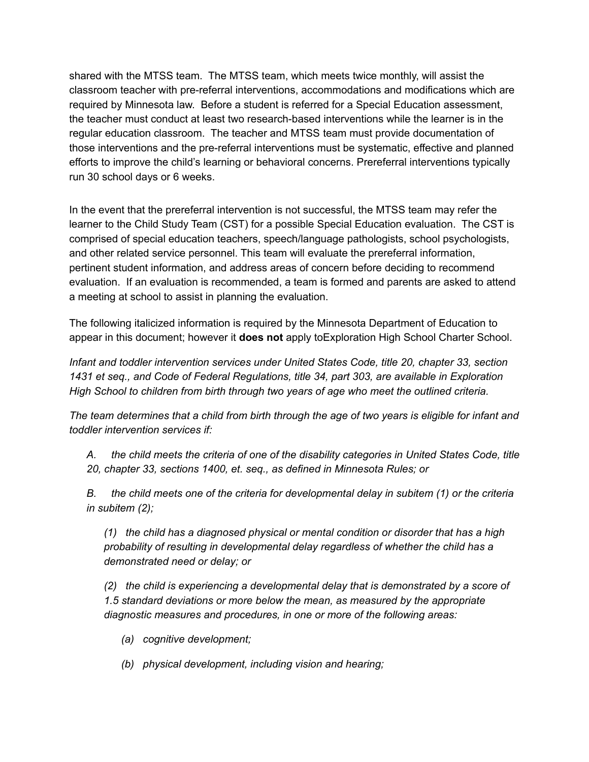shared with the MTSS team. The MTSS team, which meets twice monthly, will assist the classroom teacher with pre-referral interventions, accommodations and modifications which are required by Minnesota law. Before a student is referred for a Special Education assessment, the teacher must conduct at least two research-based interventions while the learner is in the regular education classroom. The teacher and MTSS team must provide documentation of those interventions and the pre-referral interventions must be systematic, effective and planned efforts to improve the child's learning or behavioral concerns. Prereferral interventions typically run 30 school days or 6 weeks.

In the event that the prereferral intervention is not successful, the MTSS team may refer the learner to the Child Study Team (CST) for a possible Special Education evaluation. The CST is comprised of special education teachers, speech/language pathologists, school psychologists, and other related service personnel. This team will evaluate the prereferral information, pertinent student information, and address areas of concern before deciding to recommend evaluation. If an evaluation is recommended, a team is formed and parents are asked to attend a meeting at school to assist in planning the evaluation.

The following italicized information is required by the Minnesota Department of Education to appear in this document; however it **does not** apply toExploration High School Charter School.

*Infant and toddler intervention services under United States Code, title 20, chapter 33, section 1431 et seq., and Code of Federal Regulations, title 34, part 303, are available in Exploration High School to children from birth through two years of age who meet the outlined criteria.*

*The team determines that a child from birth through the age of two years is eligible for infant and toddler intervention services if:*

> *A. the child meets the criteria of one of the disability categories in United States Code, title 20, chapter 33, sections 1400, et. seq., as defined in Minnesota Rules; or*
>
> *B. the child meets one of the criteria for developmental delay in subitem (1) or the criteria in subitem (2);*
>
> > *(1) the child has a diagnosed physical or mental condition or disorder that has a high probability of resulting in developmental delay regardless of whether the child has a demonstrated need or delay; or*
> >
> > *(2) the child is experiencing a developmental delay that is demonstrated by a score of 1.5 standard deviations or more below the mean, as measured by the appropriate diagnostic measures and procedures, in one or more of the following areas:*
> >
> > > *(a) cognitive development;*
> > >
> > > *(b) physical development, including vision and hearing;*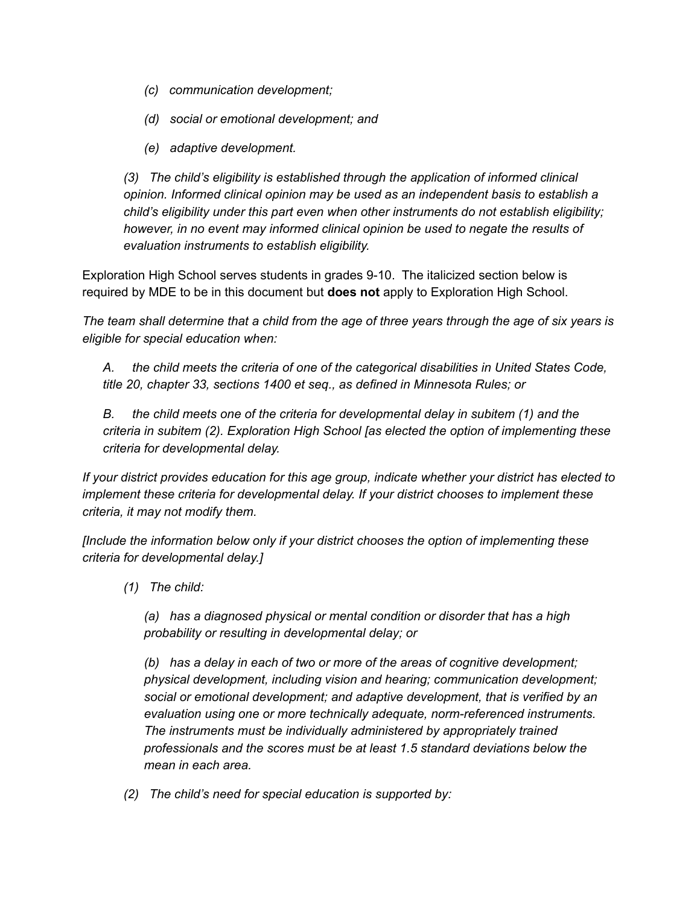*(c) communication development;*

*(d) social or emotional development; and*

*(e) adaptive development.*

*(3) The child's eligibility is established through the application of informed clinical opinion. Informed clinical opinion may be used as an independent basis to establish a child's eligibility under this part even when other instruments do not establish eligibility; however, in no event may informed clinical opinion be used to negate the results of evaluation instruments to establish eligibility.*

Exploration High School serves students in grades 9-10. The italicized section below is required by MDE to be in this document but **does not** apply to Exploration High School.

*The team shall determine that a child from the age of three years through the age of six years is eligible for special education when:*

*A. the child meets the criteria of one of the categorical disabilities in United States Code, title 20, chapter 33, sections 1400 et seq., as defined in Minnesota Rules; or*

*B. the child meets one of the criteria for developmental delay in subitem (1) and the criteria in subitem (2). Exploration High School [as elected the option of implementing these criteria for developmental delay.*

*If your district provides education for this age group, indicate whether your district has elected to implement these criteria for developmental delay. If your district chooses to implement these criteria, it may not modify them.*

*[Include the information below only if your district chooses the option of implementing these criteria for developmental delay.]*

*(1) The child:*

*(a) has a diagnosed physical or mental condition or disorder that has a high probability or resulting in developmental delay; or*

*(b) has a delay in each of two or more of the areas of cognitive development; physical development, including vision and hearing; communication development; social or emotional development; and adaptive development, that is verified by an evaluation using one or more technically adequate, norm-referenced instruments. The instruments must be individually administered by appropriately trained professionals and the scores must be at least 1.5 standard deviations below the mean in each area.*

*(2) The child's need for special education is supported by:*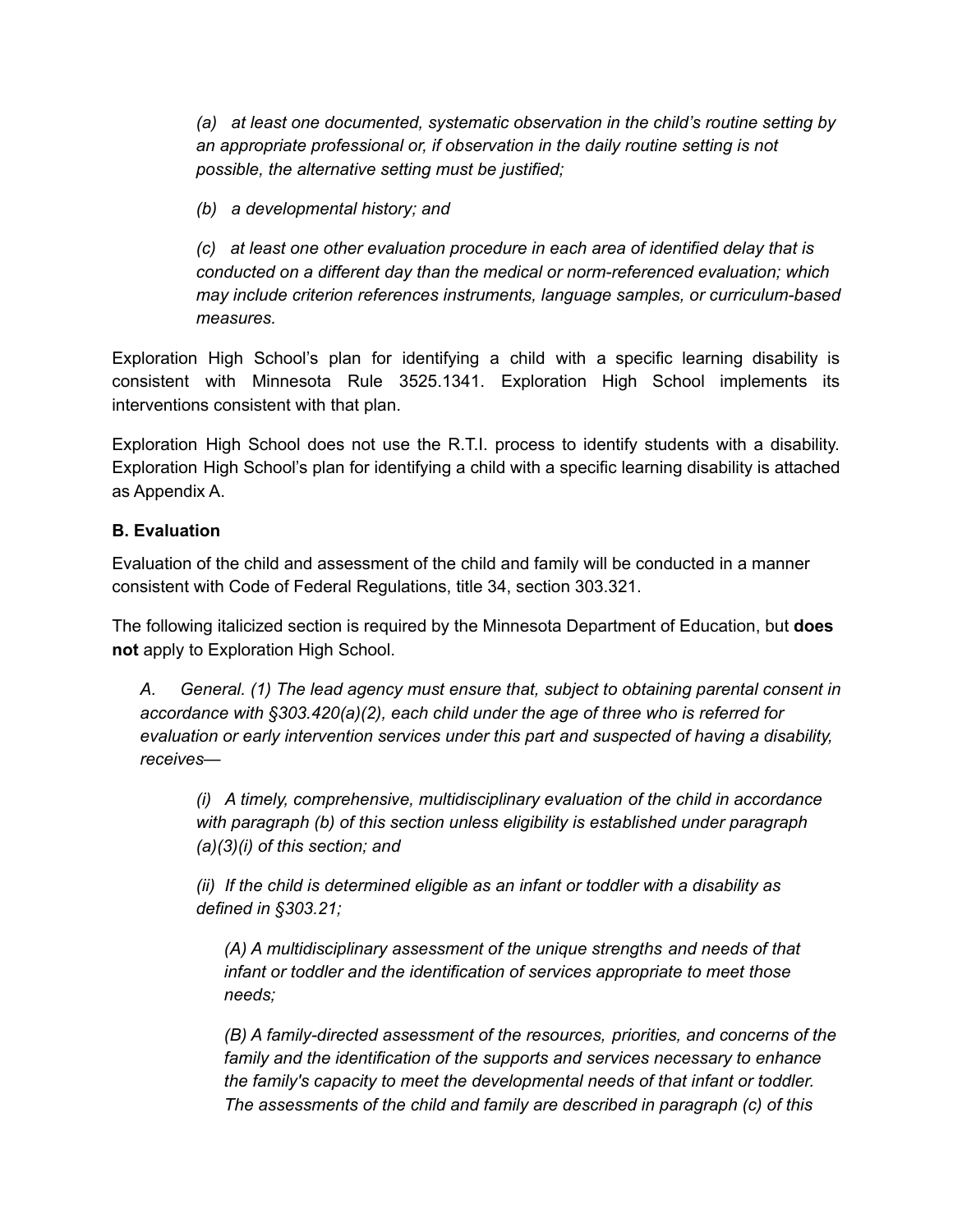*(a) at least one documented, systematic observation in the child's routine setting by an appropriate professional or, if observation in the daily routine setting is not possible, the alternative setting must be justified;*

*(b) a developmental history; and*

*(c) at least one other evaluation procedure in each area of identified delay that is conducted on a different day than the medical or norm-referenced evaluation; which may include criterion references instruments, language samples, or curriculum-based measures.*

Exploration High School's plan for identifying a child with a specific learning disability is consistent with Minnesota Rule 3525.1341. Exploration High School implements its interventions consistent with that plan.

Exploration High School does not use the R.T.I. process to identify students with a disability. Exploration High School's plan for identifying a child with a specific learning disability is attached as Appendix A.

**B. Evaluation**

Evaluation of the child and assessment of the child and family will be conducted in a manner consistent with Code of Federal Regulations, title 34, section 303.321.

The following italicized section is required by the Minnesota Department of Education, but **does not** apply to Exploration High School.

*A. General. (1) The lead agency must ensure that, subject to obtaining parental consent in accordance with §303.420(a)(2), each child under the age of three who is referred for evaluation or early intervention services under this part and suspected of having a disability, receives—*

*(i) A timely, comprehensive, multidisciplinary evaluation of the child in accordance with paragraph (b) of this section unless eligibility is established under paragraph (a)(3)(i) of this section; and*

*(ii) If the child is determined eligible as an infant or toddler with a disability as defined in §303.21;*

*(A) A multidisciplinary assessment of the unique strengths and needs of that infant or toddler and the identification of services appropriate to meet those needs;*

*(B) A family-directed assessment of the resources, priorities, and concerns of the family and the identification of the supports and services necessary to enhance the family's capacity to meet the developmental needs of that infant or toddler. The assessments of the child and family are described in paragraph (c) of this*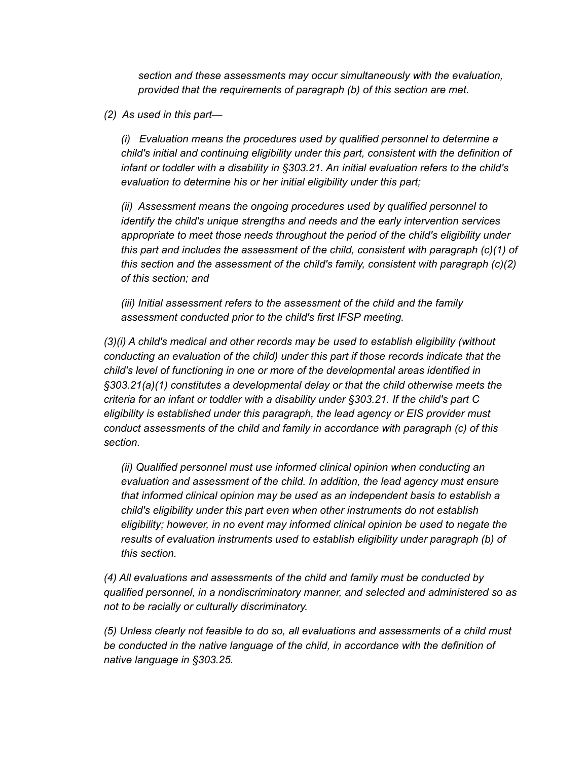*section and these assessments may occur simultaneously with the evaluation, provided that the requirements of paragraph (b) of this section are met.*

*(2) As used in this part—*

*(i) Evaluation means the procedures used by qualified personnel to determine a child's initial and continuing eligibility under this part, consistent with the definition of infant or toddler with a disability in §303.21. An initial evaluation refers to the child's evaluation to determine his or her initial eligibility under this part;*

*(ii) Assessment means the ongoing procedures used by qualified personnel to identify the child's unique strengths and needs and the early intervention services appropriate to meet those needs throughout the period of the child's eligibility under this part and includes the assessment of the child, consistent with paragraph (c)(1) of this section and the assessment of the child's family, consistent with paragraph (c)(2) of this section; and*

*(iii) Initial assessment refers to the assessment of the child and the family assessment conducted prior to the child's first IFSP meeting.*

*(3)(i) A child's medical and other records may be used to establish eligibility (without conducting an evaluation of the child) under this part if those records indicate that the child's level of functioning in one or more of the developmental areas identified in §303.21(a)(1) constitutes a developmental delay or that the child otherwise meets the criteria for an infant or toddler with a disability under §303.21. If the child's part C eligibility is established under this paragraph, the lead agency or EIS provider must conduct assessments of the child and family in accordance with paragraph (c) of this section.*

*(ii) Qualified personnel must use informed clinical opinion when conducting an evaluation and assessment of the child. In addition, the lead agency must ensure that informed clinical opinion may be used as an independent basis to establish a child's eligibility under this part even when other instruments do not establish eligibility; however, in no event may informed clinical opinion be used to negate the results of evaluation instruments used to establish eligibility under paragraph (b) of this section.*

*(4) All evaluations and assessments of the child and family must be conducted by qualified personnel, in a nondiscriminatory manner, and selected and administered so as not to be racially or culturally discriminatory.*

*(5) Unless clearly not feasible to do so, all evaluations and assessments of a child must be conducted in the native language of the child, in accordance with the definition of native language in §303.25.*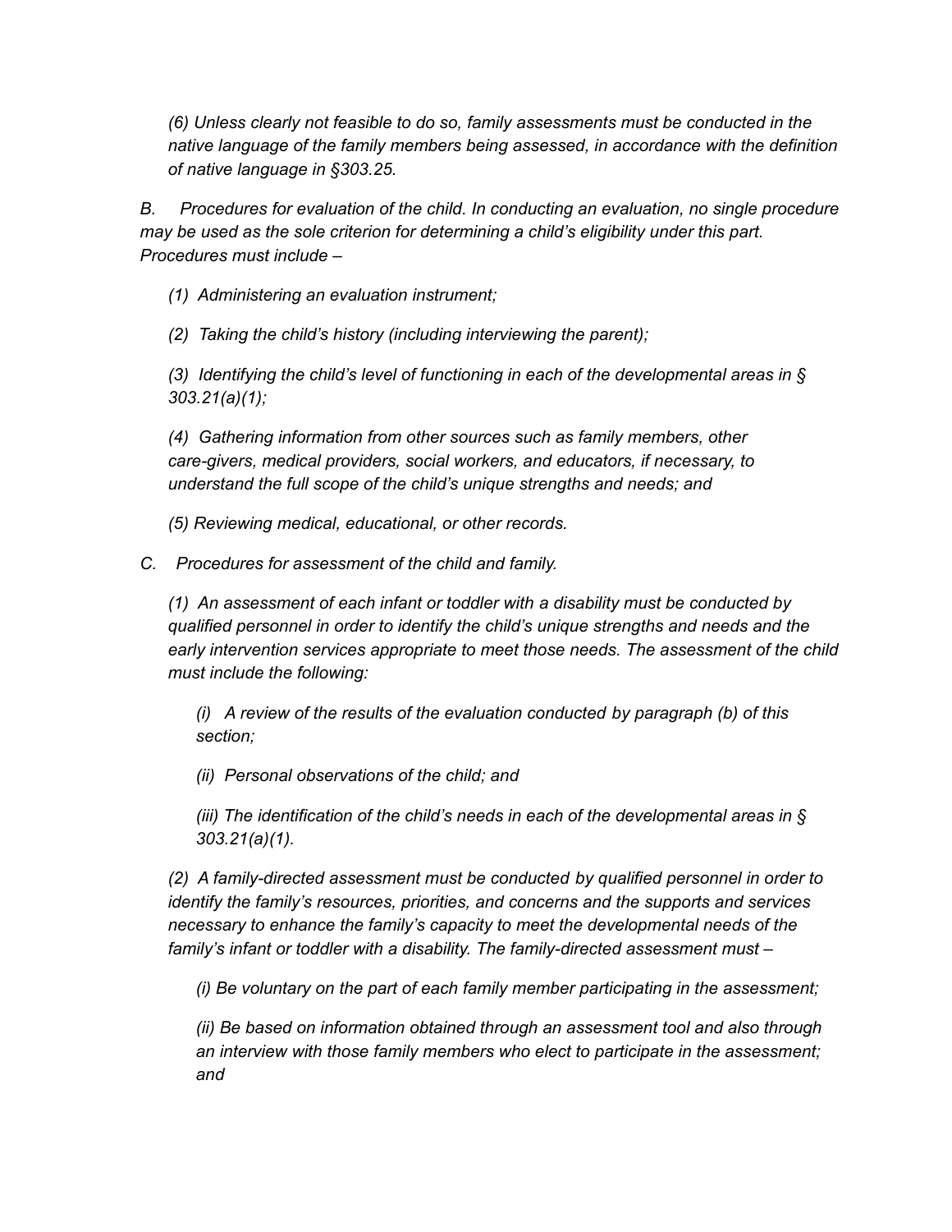*(6) Unless clearly not feasible to do so, family assessments must be conducted in the native language of the family members being assessed, in accordance with the definition of native language in §303.25.*

*B. Procedures for evaluation of the child. In conducting an evaluation, no single procedure may be used as the sole criterion for determining a child's eligibility under this part. Procedures must include –*

*(1) Administering an evaluation instrument;*

*(2) Taking the child's history (including interviewing the parent);*

*(3) Identifying the child's level of functioning in each of the developmental areas in § 303.21(a)(1);*

*(4) Gathering information from other sources such as family members, other care-givers, medical providers, social workers, and educators, if necessary, to understand the full scope of the child's unique strengths and needs; and*

*(5) Reviewing medical, educational, or other records.*

*C. Procedures for assessment of the child and family.*

*(1) An assessment of each infant or toddler with a disability must be conducted by qualified personnel in order to identify the child's unique strengths and needs and the early intervention services appropriate to meet those needs. The assessment of the child must include the following:*

*(i) A review of the results of the evaluation conducted by paragraph (b) of this section;*

*(ii) Personal observations of the child; and*

*(iii) The identification of the child's needs in each of the developmental areas in § 303.21(a)(1).*

*(2) A family-directed assessment must be conducted by qualified personnel in order to identify the family's resources, priorities, and concerns and the supports and services necessary to enhance the family's capacity to meet the developmental needs of the family's infant or toddler with a disability. The family-directed assessment must –*

*(i) Be voluntary on the part of each family member participating in the assessment;*

*(ii) Be based on information obtained through an assessment tool and also through an interview with those family members who elect to participate in the assessment; and*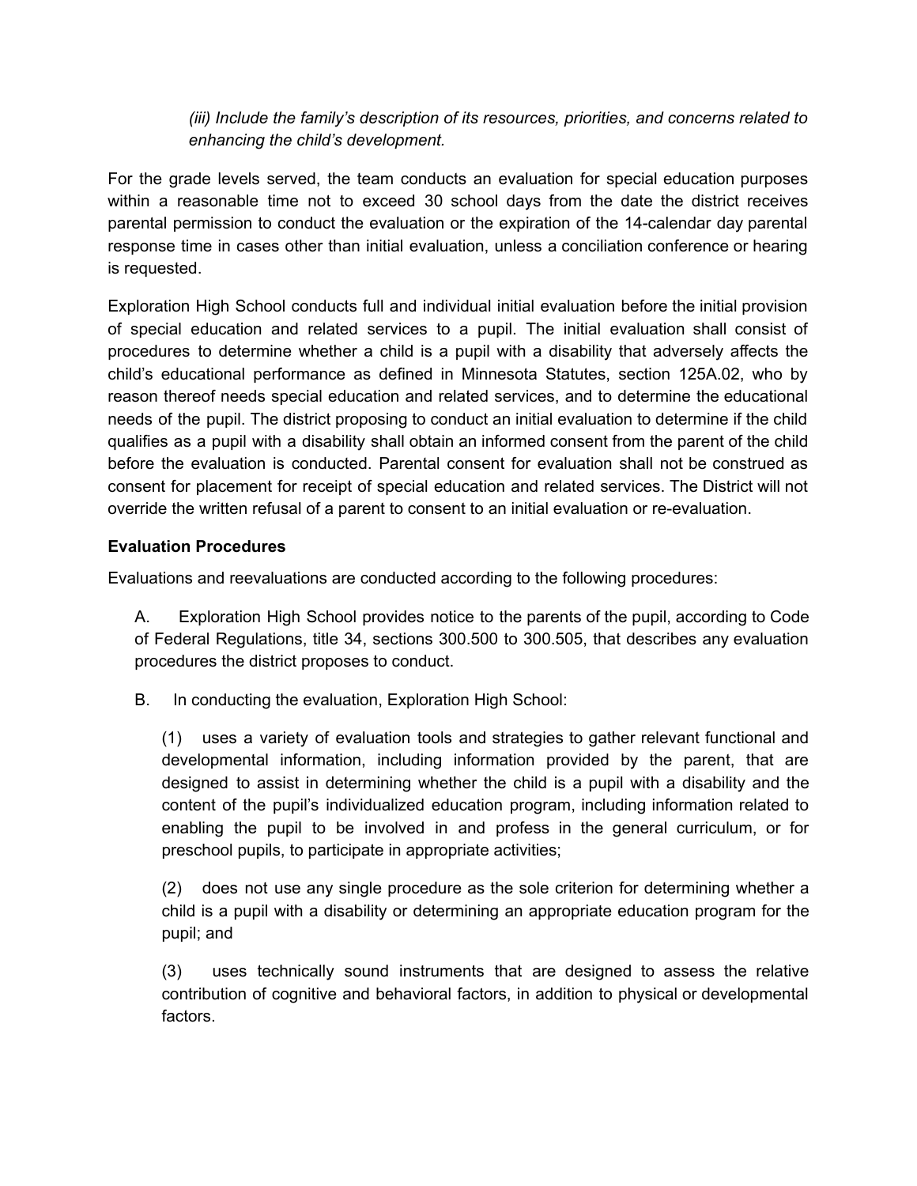*(iii) Include the family's description of its resources, priorities, and concerns related to enhancing the child's development.*

For the grade levels served, the team conducts an evaluation for special education purposes within a reasonable time not to exceed 30 school days from the date the district receives parental permission to conduct the evaluation or the expiration of the 14-calendar day parental response time in cases other than initial evaluation, unless a conciliation conference or hearing is requested.

Exploration High School conducts full and individual initial evaluation before the initial provision of special education and related services to a pupil. The initial evaluation shall consist of procedures to determine whether a child is a pupil with a disability that adversely affects the child's educational performance as defined in Minnesota Statutes, section 125A.02, who by reason thereof needs special education and related services, and to determine the educational needs of the pupil. The district proposing to conduct an initial evaluation to determine if the child qualifies as a pupil with a disability shall obtain an informed consent from the parent of the child before the evaluation is conducted. Parental consent for evaluation shall not be construed as consent for placement for receipt of special education and related services. The District will not override the written refusal of a parent to consent to an initial evaluation or re-evaluation.

**Evaluation Procedures**

Evaluations and reevaluations are conducted according to the following procedures:

A. Exploration High School provides notice to the parents of the pupil, according to Code of Federal Regulations, title 34, sections 300.500 to 300.505, that describes any evaluation procedures the district proposes to conduct.

B. In conducting the evaluation, Exploration High School:

(1) uses a variety of evaluation tools and strategies to gather relevant functional and developmental information, including information provided by the parent, that are designed to assist in determining whether the child is a pupil with a disability and the content of the pupil's individualized education program, including information related to enabling the pupil to be involved in and profess in the general curriculum, or for preschool pupils, to participate in appropriate activities;

(2) does not use any single procedure as the sole criterion for determining whether a child is a pupil with a disability or determining an appropriate education program for the pupil; and

(3) uses technically sound instruments that are designed to assess the relative contribution of cognitive and behavioral factors, in addition to physical or developmental factors.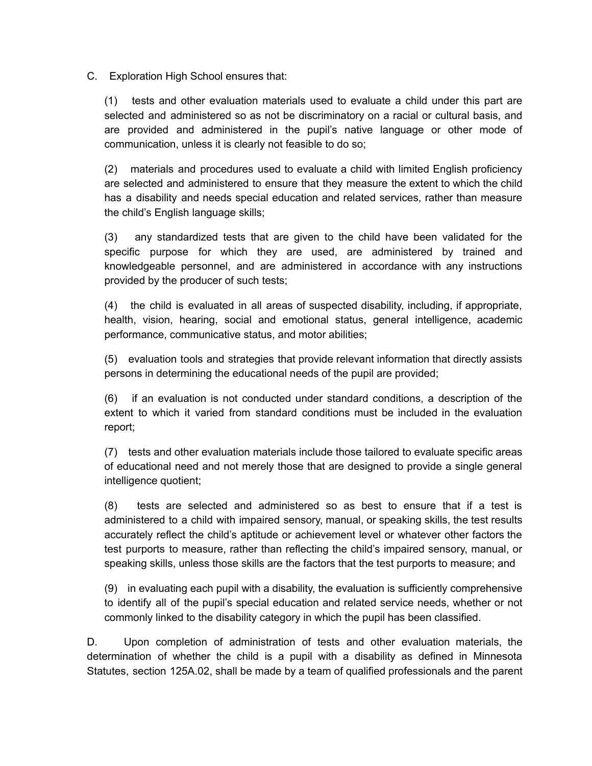C. Exploration High School ensures that:

(1) tests and other evaluation materials used to evaluate a child under this part are selected and administered so as not be discriminatory on a racial or cultural basis, and are provided and administered in the pupil's native language or other mode of communication, unless it is clearly not feasible to do so;

(2) materials and procedures used to evaluate a child with limited English proficiency are selected and administered to ensure that they measure the extent to which the child has a disability and needs special education and related services, rather than measure the child's English language skills;

(3) any standardized tests that are given to the child have been validated for the specific purpose for which they are used, are administered by trained and knowledgeable personnel, and are administered in accordance with any instructions provided by the producer of such tests;

(4) the child is evaluated in all areas of suspected disability, including, if appropriate, health, vision, hearing, social and emotional status, general intelligence, academic performance, communicative status, and motor abilities;

(5) evaluation tools and strategies that provide relevant information that directly assists persons in determining the educational needs of the pupil are provided;

(6) if an evaluation is not conducted under standard conditions, a description of the extent to which it varied from standard conditions must be included in the evaluation report;

(7) tests and other evaluation materials include those tailored to evaluate specific areas of educational need and not merely those that are designed to provide a single general intelligence quotient;

(8) tests are selected and administered so as best to ensure that if a test is administered to a child with impaired sensory, manual, or speaking skills, the test results accurately reflect the child's aptitude or achievement level or whatever other factors the test purports to measure, rather than reflecting the child's impaired sensory, manual, or speaking skills, unless those skills are the factors that the test purports to measure; and

(9) in evaluating each pupil with a disability, the evaluation is sufficiently comprehensive to identify all of the pupil's special education and related service needs, whether or not commonly linked to the disability category in which the pupil has been classified.

D. Upon completion of administration of tests and other evaluation materials, the determination of whether the child is a pupil with a disability as defined in Minnesota Statutes, section 125A.02, shall be made by a team of qualified professionals and the parent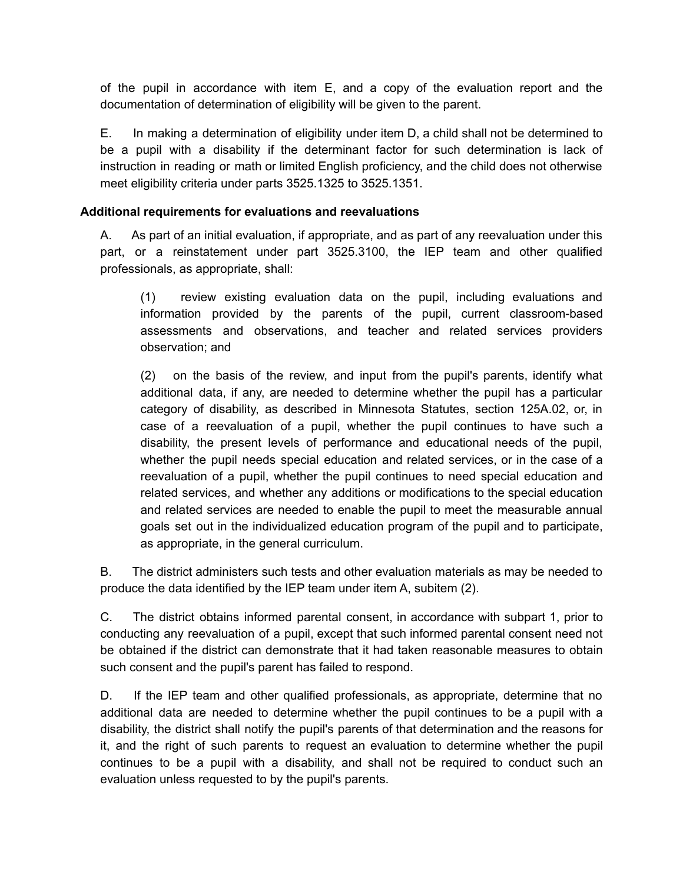of the pupil in accordance with item E, and a copy of the evaluation report and the documentation of determination of eligibility will be given to the parent.

E. In making a determination of eligibility under item D, a child shall not be determined to be a pupil with a disability if the determinant factor for such determination is lack of instruction in reading or math or limited English proficiency, and the child does not otherwise meet eligibility criteria under parts 3525.1325 to 3525.1351.

**Additional requirements for evaluations and reevaluations**

A. As part of an initial evaluation, if appropriate, and as part of any reevaluation under this part, or a reinstatement under part 3525.3100, the IEP team and other qualified professionals, as appropriate, shall:

> (1) review existing evaluation data on the pupil, including evaluations and information provided by the parents of the pupil, current classroom-based assessments and observations, and teacher and related services providers observation; and
>
> (2) on the basis of the review, and input from the pupil's parents, identify what additional data, if any, are needed to determine whether the pupil has a particular category of disability, as described in Minnesota Statutes, section 125A.02, or, in case of a reevaluation of a pupil, whether the pupil continues to have such a disability, the present levels of performance and educational needs of the pupil, whether the pupil needs special education and related services, or in the case of a reevaluation of a pupil, whether the pupil continues to need special education and related services, and whether any additions or modifications to the special education and related services are needed to enable the pupil to meet the measurable annual goals set out in the individualized education program of the pupil and to participate, as appropriate, in the general curriculum.

B. The district administers such tests and other evaluation materials as may be needed to produce the data identified by the IEP team under item A, subitem (2).

C. The district obtains informed parental consent, in accordance with subpart 1, prior to conducting any reevaluation of a pupil, except that such informed parental consent need not be obtained if the district can demonstrate that it had taken reasonable measures to obtain such consent and the pupil's parent has failed to respond.

D. If the IEP team and other qualified professionals, as appropriate, determine that no additional data are needed to determine whether the pupil continues to be a pupil with a disability, the district shall notify the pupil's parents of that determination and the reasons for it, and the right of such parents to request an evaluation to determine whether the pupil continues to be a pupil with a disability, and shall not be required to conduct such an evaluation unless requested to by the pupil's parents.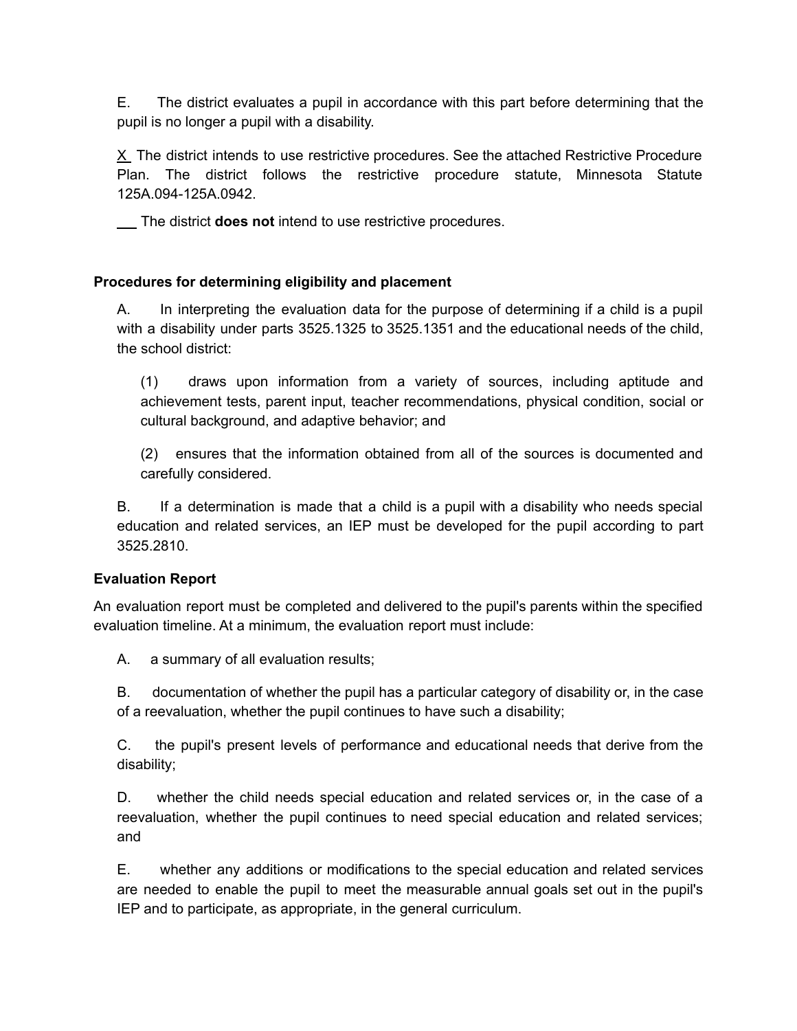E. The district evaluates a pupil in accordance with this part before determining that the pupil is no longer a pupil with a disability.

X The district intends to use restrictive procedures. See the attached Restrictive Procedure Plan. The district follows the restrictive procedure statute, Minnesota Statute 125A.094-125A.0942.

___ The district **does not** intend to use restrictive procedures.

**Procedures for determining eligibility and placement**

A. In interpreting the evaluation data for the purpose of determining if a child is a pupil with a disability under parts 3525.1325 to 3525.1351 and the educational needs of the child, the school district:

(1) draws upon information from a variety of sources, including aptitude and achievement tests, parent input, teacher recommendations, physical condition, social or cultural background, and adaptive behavior; and

(2) ensures that the information obtained from all of the sources is documented and carefully considered.

B. If a determination is made that a child is a pupil with a disability who needs special education and related services, an IEP must be developed for the pupil according to part 3525.2810.

**Evaluation Report**

An evaluation report must be completed and delivered to the pupil's parents within the specified evaluation timeline. At a minimum, the evaluation report must include:

A. a summary of all evaluation results;

B. documentation of whether the pupil has a particular category of disability or, in the case of a reevaluation, whether the pupil continues to have such a disability;

C. the pupil's present levels of performance and educational needs that derive from the disability;

D. whether the child needs special education and related services or, in the case of a reevaluation, whether the pupil continues to need special education and related services; and

E. whether any additions or modifications to the special education and related services are needed to enable the pupil to meet the measurable annual goals set out in the pupil's IEP and to participate, as appropriate, in the general curriculum.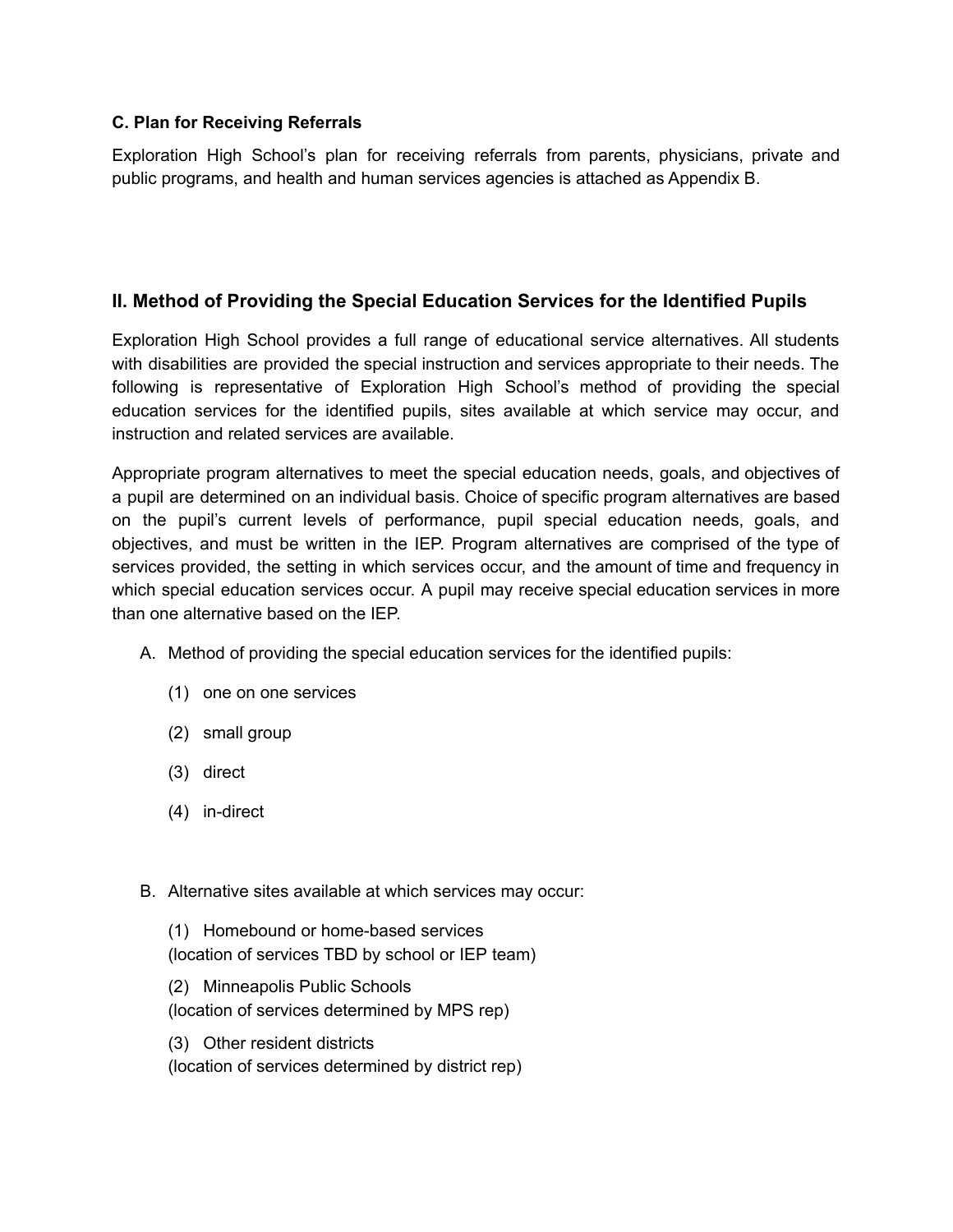### C. Plan for Receiving Referrals

Exploration High School's plan for receiving referrals from parents, physicians, private and public programs, and health and human services agencies is attached as Appendix B.

## II. Method of Providing the Special Education Services for the Identified Pupils

Exploration High School provides a full range of educational service alternatives. All students with disabilities are provided the special instruction and services appropriate to their needs. The following is representative of Exploration High School's method of providing the special education services for the identified pupils, sites available at which service may occur, and instruction and related services are available.

Appropriate program alternatives to meet the special education needs, goals, and objectives of a pupil are determined on an individual basis. Choice of specific program alternatives are based on the pupil's current levels of performance, pupil special education needs, goals, and objectives, and must be written in the IEP. Program alternatives are comprised of the type of services provided, the setting in which services occur, and the amount of time and frequency in which special education services occur. A pupil may receive special education services in more than one alternative based on the IEP.

A. Method of providing the special education services for the identified pupils:

   (1) one on one services

   (2) small group

   (3) direct

   (4) in-direct

B. Alternative sites available at which services may occur:

   (1) Homebound or home-based services
   (location of services TBD by school or IEP team)

   (2) Minneapolis Public Schools
   (location of services determined by MPS rep)

   (3) Other resident districts
   (location of services determined by district rep)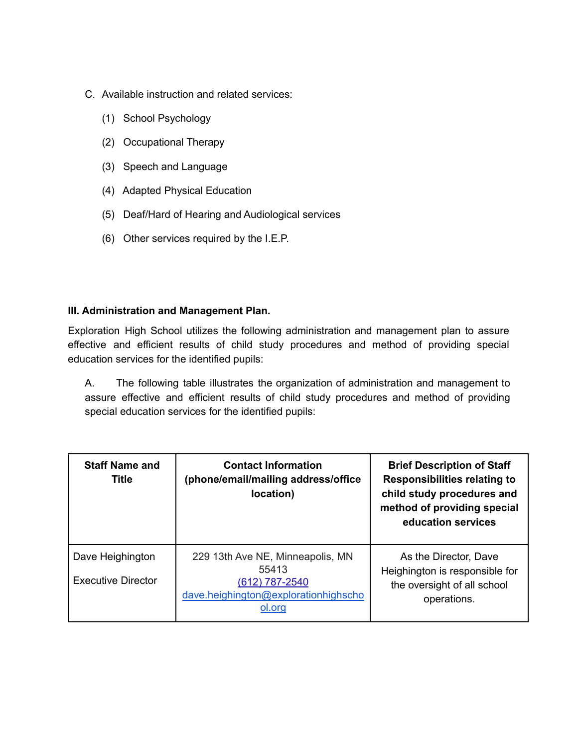C. Available instruction and related services:

(1) School Psychology

(2) Occupational Therapy

(3) Speech and Language

(4) Adapted Physical Education

(5) Deaf/Hard of Hearing and Audiological services

(6) Other services required by the I.E.P.

**III. Administration and Management Plan.**

Exploration High School utilizes the following administration and management plan to assure effective and efficient results of child study procedures and method of providing special education services for the identified pupils:

A. The following table illustrates the organization of administration and management to assure effective and efficient results of child study procedures and method of providing special education services for the identified pupils:

| **Staff Name and Title** | **Contact Information (phone/email/mailing address/office location)** | **Brief Description of Staff Responsibilities relating to child study procedures and method of providing special education services** |
|---|---|---|
| Dave Heighington<br><br>Executive Director | 229 13th Ave NE, Minneapolis, MN 55413<br>(612) 787-2540<br>dave.heighington@explorationhighschool.org | As the Director, Dave Heighington is responsible for the oversight of all school operations. |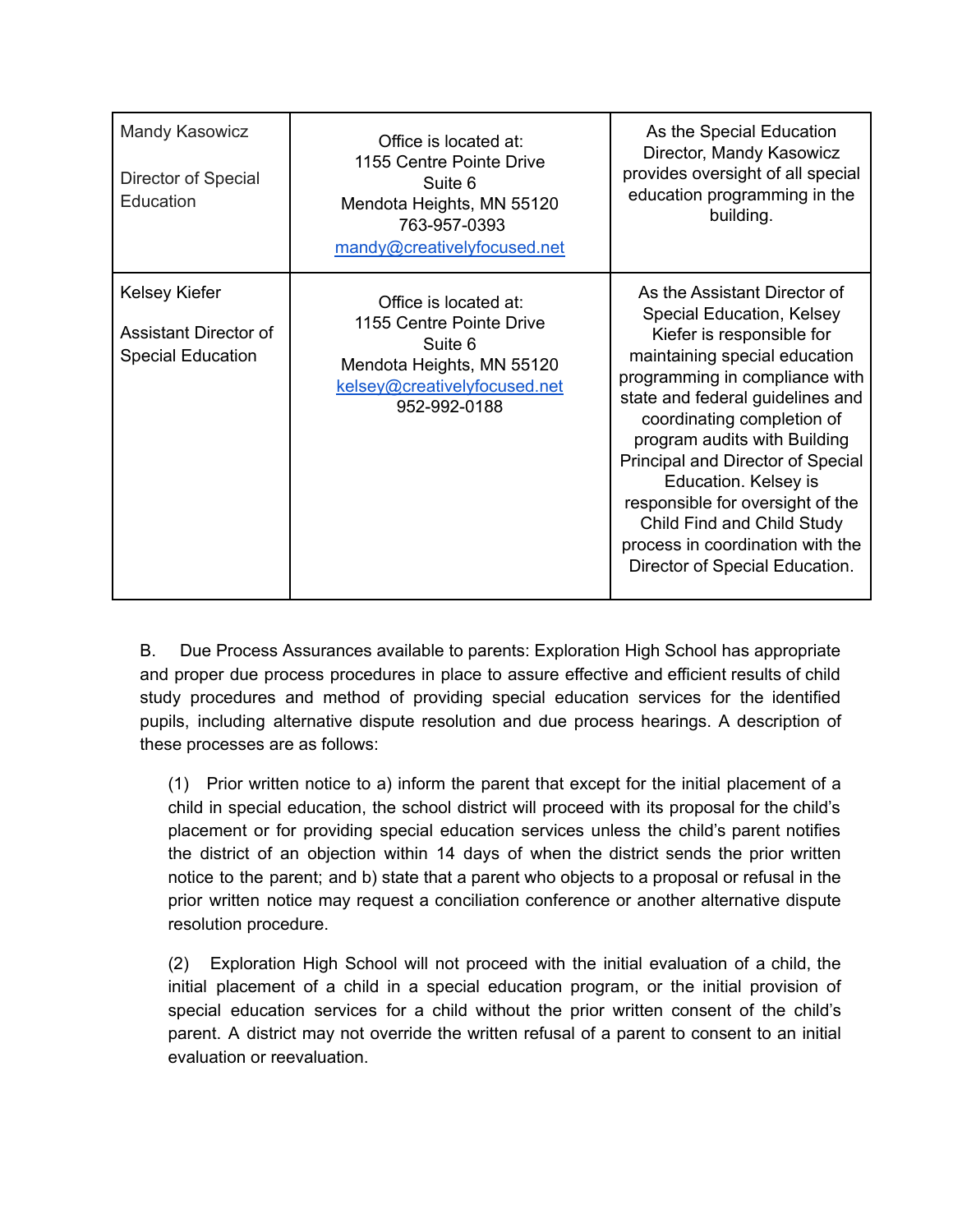| Mandy Kasowicz<br><br>Director of Special Education | Office is located at:<br>1155 Centre Pointe Drive<br>Suite 6<br>Mendota Heights, MN 55120<br>763-957-0393<br>mandy@creativelyfocused.net | As the Special Education Director, Mandy Kasowicz provides oversight of all special education programming in the building. |
|---|---|---|
| Kelsey Kiefer<br><br>Assistant Director of Special Education | Office is located at:<br>1155 Centre Pointe Drive<br>Suite 6<br>Mendota Heights, MN 55120<br>kelsey@creativelyfocused.net<br>952-992-0188 | As the Assistant Director of Special Education, Kelsey Kiefer is responsible for maintaining special education programming in compliance with state and federal guidelines and coordinating completion of program audits with Building Principal and Director of Special Education. Kelsey is responsible for oversight of the Child Find and Child Study process in coordination with the Director of Special Education. |

B. Due Process Assurances available to parents: Exploration High School has appropriate and proper due process procedures in place to assure effective and efficient results of child study procedures and method of providing special education services for the identified pupils, including alternative dispute resolution and due process hearings. A description of these processes are as follows:

(1) Prior written notice to a) inform the parent that except for the initial placement of a child in special education, the school district will proceed with its proposal for the child's placement or for providing special education services unless the child's parent notifies the district of an objection within 14 days of when the district sends the prior written notice to the parent; and b) state that a parent who objects to a proposal or refusal in the prior written notice may request a conciliation conference or another alternative dispute resolution procedure.

(2) Exploration High School will not proceed with the initial evaluation of a child, the initial placement of a child in a special education program, or the initial provision of special education services for a child without the prior written consent of the child's parent. A district may not override the written refusal of a parent to consent to an initial evaluation or reevaluation.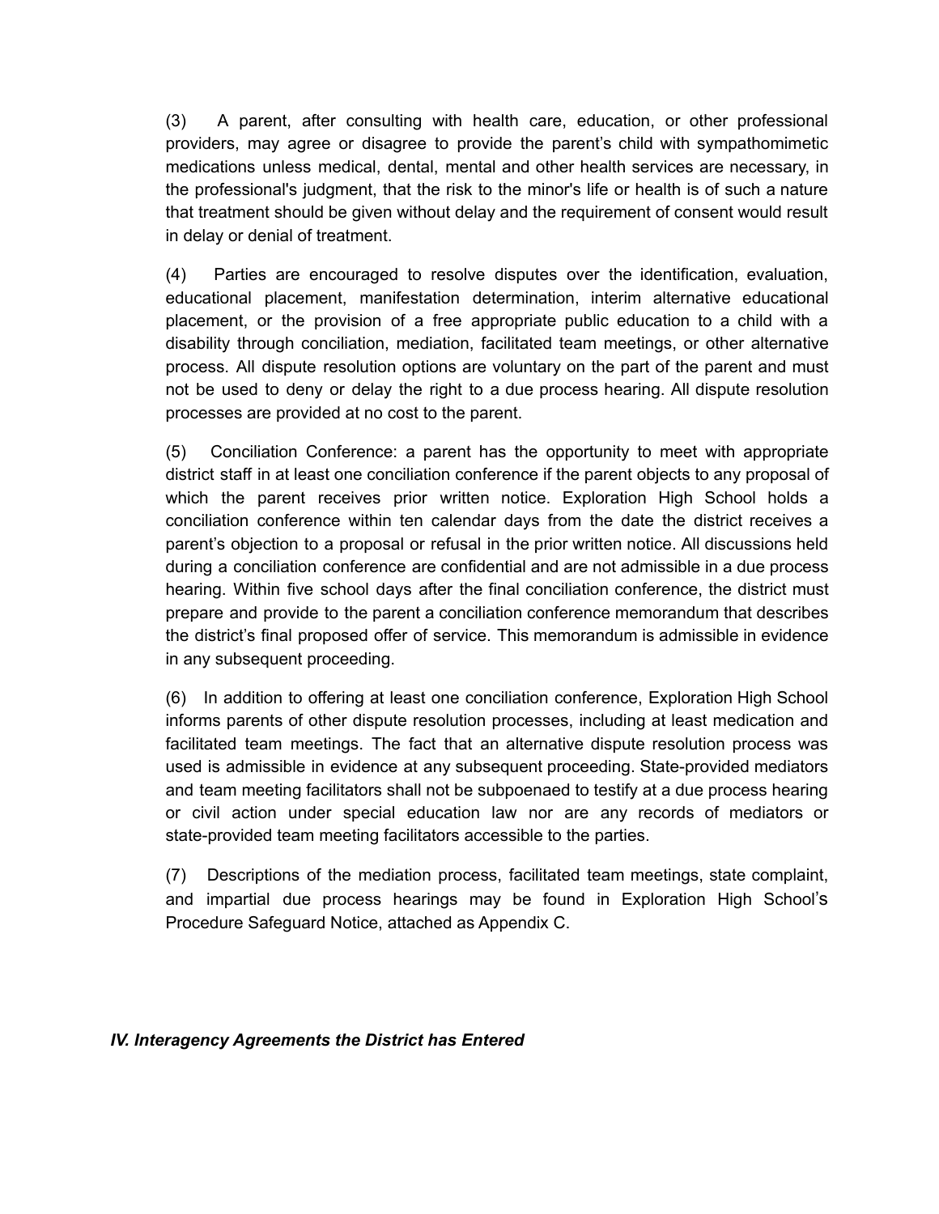(3) A parent, after consulting with health care, education, or other professional providers, may agree or disagree to provide the parent's child with sympathomimetic medications unless medical, dental, mental and other health services are necessary, in the professional's judgment, that the risk to the minor's life or health is of such a nature that treatment should be given without delay and the requirement of consent would result in delay or denial of treatment.

(4) Parties are encouraged to resolve disputes over the identification, evaluation, educational placement, manifestation determination, interim alternative educational placement, or the provision of a free appropriate public education to a child with a disability through conciliation, mediation, facilitated team meetings, or other alternative process. All dispute resolution options are voluntary on the part of the parent and must not be used to deny or delay the right to a due process hearing. All dispute resolution processes are provided at no cost to the parent.

(5) Conciliation Conference: a parent has the opportunity to meet with appropriate district staff in at least one conciliation conference if the parent objects to any proposal of which the parent receives prior written notice. Exploration High School holds a conciliation conference within ten calendar days from the date the district receives a parent's objection to a proposal or refusal in the prior written notice. All discussions held during a conciliation conference are confidential and are not admissible in a due process hearing. Within five school days after the final conciliation conference, the district must prepare and provide to the parent a conciliation conference memorandum that describes the district's final proposed offer of service. This memorandum is admissible in evidence in any subsequent proceeding.

(6) In addition to offering at least one conciliation conference, Exploration High School informs parents of other dispute resolution processes, including at least medication and facilitated team meetings. The fact that an alternative dispute resolution process was used is admissible in evidence at any subsequent proceeding. State-provided mediators and team meeting facilitators shall not be subpoenaed to testify at a due process hearing or civil action under special education law nor are any records of mediators or state-provided team meeting facilitators accessible to the parties.

(7) Descriptions of the mediation process, facilitated team meetings, state complaint, and impartial due process hearings may be found in Exploration High School's Procedure Safeguard Notice, attached as Appendix C.

## *IV. Interagency Agreements the District has Entered*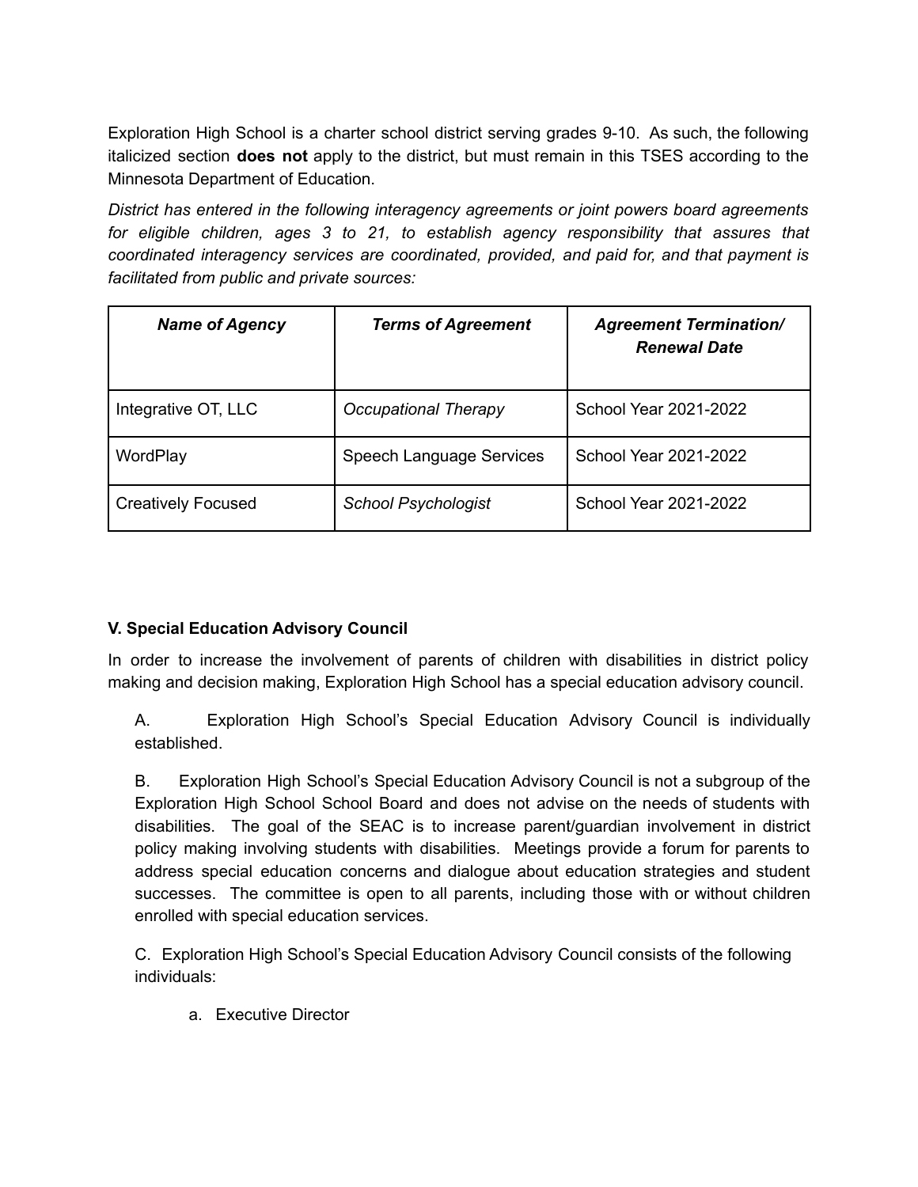Exploration High School is a charter school district serving grades 9-10. As such, the following italicized section **does not** apply to the district, but must remain in this TSES according to the Minnesota Department of Education.

*District has entered in the following interagency agreements or joint powers board agreements for eligible children, ages 3 to 21, to establish agency responsibility that assures that coordinated interagency services are coordinated, provided, and paid for, and that payment is facilitated from public and private sources:*

| ***Name of Agency*** | ***Terms of Agreement*** | ***Agreement Termination/ Renewal Date*** |
|---|---|---|
| Integrative OT, LLC | *Occupational Therapy* | School Year 2021-2022 |
| WordPlay | Speech Language Services | School Year 2021-2022 |
| Creatively Focused | *School Psychologist* | School Year 2021-2022 |

**V. Special Education Advisory Council**

In order to increase the involvement of parents of children with disabilities in district policy making and decision making, Exploration High School has a special education advisory council.

A. Exploration High School's Special Education Advisory Council is individually established.

B. Exploration High School's Special Education Advisory Council is not a subgroup of the Exploration High School School Board and does not advise on the needs of students with disabilities. The goal of the SEAC is to increase parent/guardian involvement in district policy making involving students with disabilities. Meetings provide a forum for parents to address special education concerns and dialogue about education strategies and student successes. The committee is open to all parents, including those with or without children enrolled with special education services.

C. Exploration High School's Special Education Advisory Council consists of the following individuals:

a. Executive Director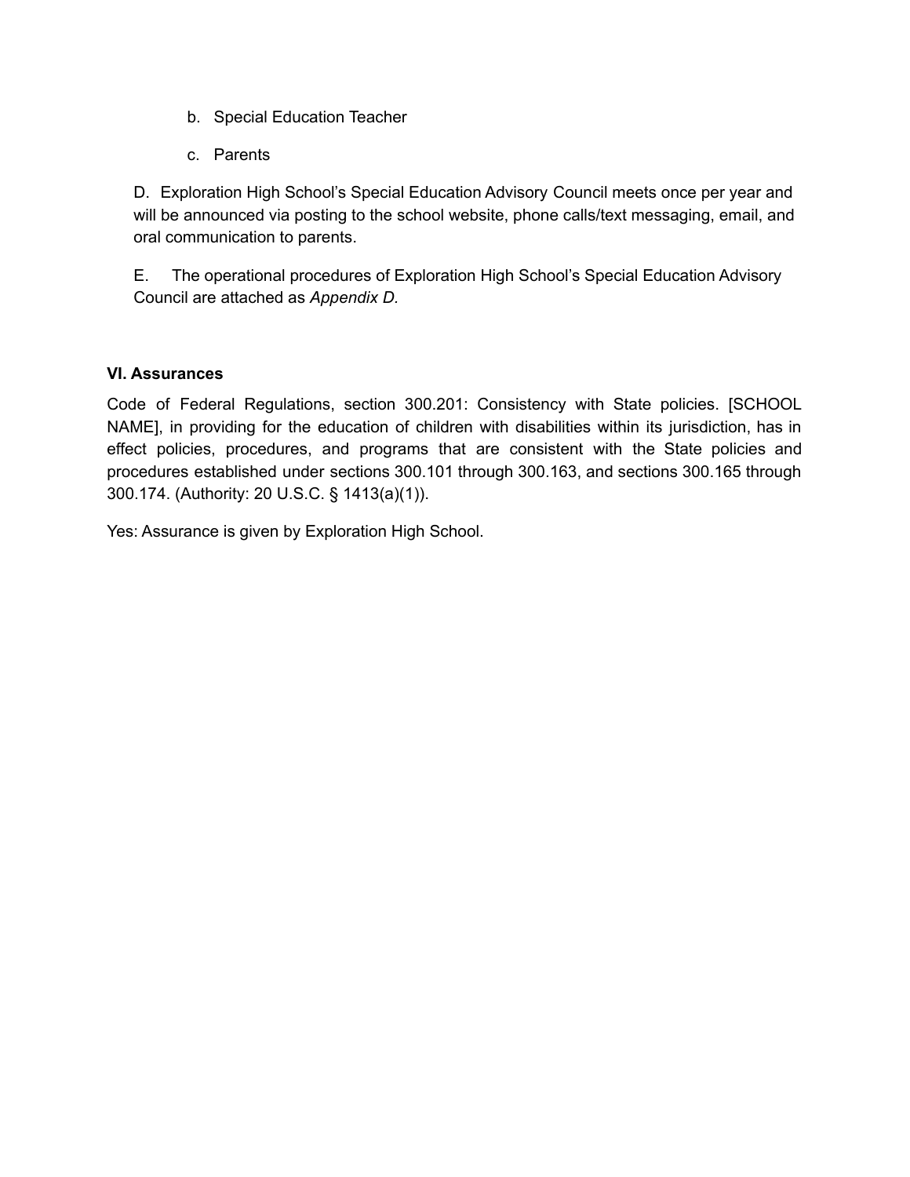b. Special Education Teacher

   c. Parents

D. Exploration High School's Special Education Advisory Council meets once per year and will be announced via posting to the school website, phone calls/text messaging, email, and oral communication to parents.

E. The operational procedures of Exploration High School's Special Education Advisory Council are attached as *Appendix D.*

**VI. Assurances**

Code of Federal Regulations, section 300.201: Consistency with State policies. [SCHOOL NAME], in providing for the education of children with disabilities within its jurisdiction, has in effect policies, procedures, and programs that are consistent with the State policies and procedures established under sections 300.101 through 300.163, and sections 300.165 through 300.174. (Authority: 20 U.S.C. § 1413(a)(1)).

Yes: Assurance is given by Exploration High School.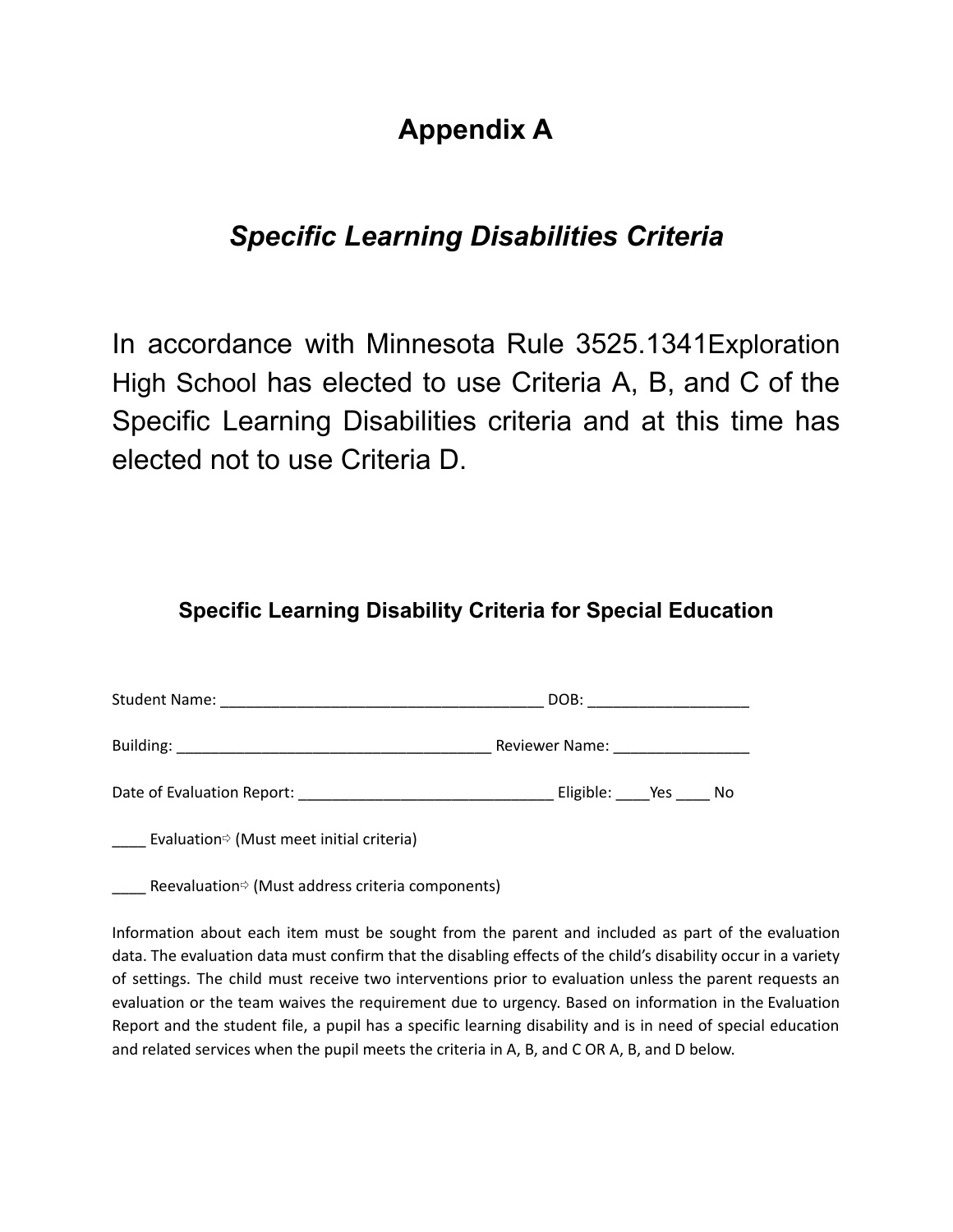# Appendix A

## *Specific Learning Disabilities Criteria*

In accordance with Minnesota Rule 3525.1341Exploration High School has elected to use Criteria A, B, and C of the Specific Learning Disabilities criteria and at this time has elected not to use Criteria D.

### Specific Learning Disability Criteria for Special Education

Student Name: ______________________________________ DOB: ___________________

Building: _____________________________________ Reviewer Name: ________________

Date of Evaluation Report: ______________________________ Eligible: ____Yes ____ No

____ Evaluation⇨ (Must meet initial criteria)

____ Reevaluation⇨ (Must address criteria components)

Information about each item must be sought from the parent and included as part of the evaluation data. The evaluation data must confirm that the disabling effects of the child's disability occur in a variety of settings. The child must receive two interventions prior to evaluation unless the parent requests an evaluation or the team waives the requirement due to urgency. Based on information in the Evaluation Report and the student file, a pupil has a specific learning disability and is in need of special education and related services when the pupil meets the criteria in A, B, and C OR A, B, and D below.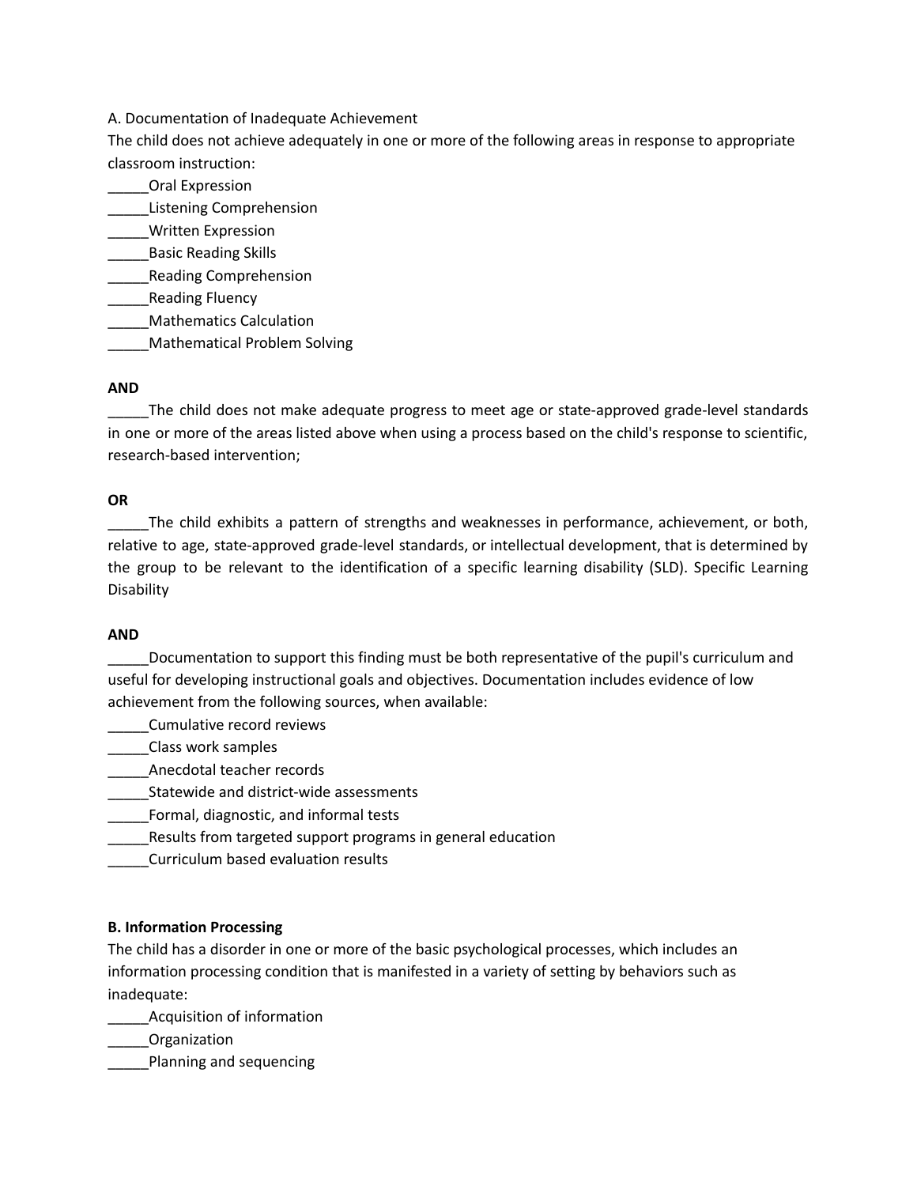A. Documentation of Inadequate Achievement

The child does not achieve adequately in one or more of the following areas in response to appropriate classroom instruction:

_____Oral Expression
_____Listening Comprehension
_____Written Expression
_____Basic Reading Skills
_____Reading Comprehension
_____Reading Fluency
_____Mathematics Calculation
_____Mathematical Problem Solving

**AND**

_____The child does not make adequate progress to meet age or state-approved grade-level standards in one or more of the areas listed above when using a process based on the child's response to scientific, research-based intervention;

**OR**

_____The child exhibits a pattern of strengths and weaknesses in performance, achievement, or both, relative to age, state-approved grade-level standards, or intellectual development, that is determined by the group to be relevant to the identification of a specific learning disability (SLD). Specific Learning Disability

**AND**

_____Documentation to support this finding must be both representative of the pupil's curriculum and useful for developing instructional goals and objectives. Documentation includes evidence of low achievement from the following sources, when available:

_____Cumulative record reviews
_____Class work samples
_____Anecdotal teacher records
_____Statewide and district-wide assessments
_____Formal, diagnostic, and informal tests
_____Results from targeted support programs in general education
_____Curriculum based evaluation results

**B. Information Processing**

The child has a disorder in one or more of the basic psychological processes, which includes an information processing condition that is manifested in a variety of setting by behaviors such as inadequate:

_____Acquisition of information
_____Organization
_____Planning and sequencing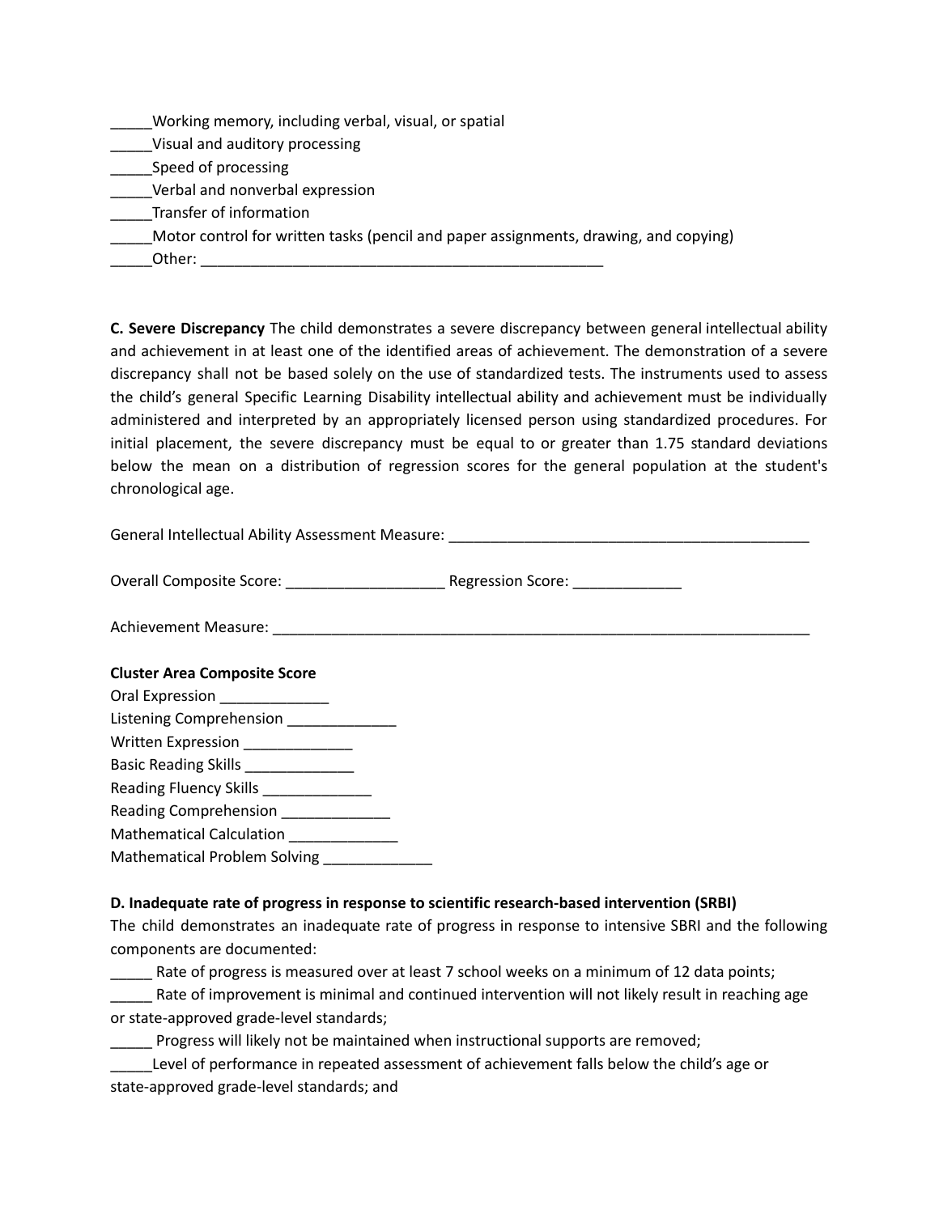_____Working memory, including verbal, visual, or spatial
_____Visual and auditory processing
_____Speed of processing
_____Verbal and nonverbal expression
_____Transfer of information
_____Motor control for written tasks (pencil and paper assignments, drawing, and copying)
_____Other: ________________________________________________

**C. Severe Discrepancy** The child demonstrates a severe discrepancy between general intellectual ability and achievement in at least one of the identified areas of achievement. The demonstration of a severe discrepancy shall not be based solely on the use of standardized tests. The instruments used to assess the child's general Specific Learning Disability intellectual ability and achievement must be individually administered and interpreted by an appropriately licensed person using standardized procedures. For initial placement, the severe discrepancy must be equal to or greater than 1.75 standard deviations below the mean on a distribution of regression scores for the general population at the student's chronological age.

General Intellectual Ability Assessment Measure: ___________________________________________

Overall Composite Score: ___________________ Regression Score: _____________

Achievement Measure: ________________________________________________________________

**Cluster Area Composite Score**
Oral Expression _____________
Listening Comprehension _____________
Written Expression _____________
Basic Reading Skills _____________
Reading Fluency Skills _____________
Reading Comprehension _____________
Mathematical Calculation _____________
Mathematical Problem Solving _____________

**D. Inadequate rate of progress in response to scientific research-based intervention (SRBI)**
The child demonstrates an inadequate rate of progress in response to intensive SBRI and the following components are documented:
_____ Rate of progress is measured over at least 7 school weeks on a minimum of 12 data points;
_____ Rate of improvement is minimal and continued intervention will not likely result in reaching age or state-approved grade-level standards;
_____ Progress will likely not be maintained when instructional supports are removed;
_____Level of performance in repeated assessment of achievement falls below the child's age or state-approved grade-level standards; and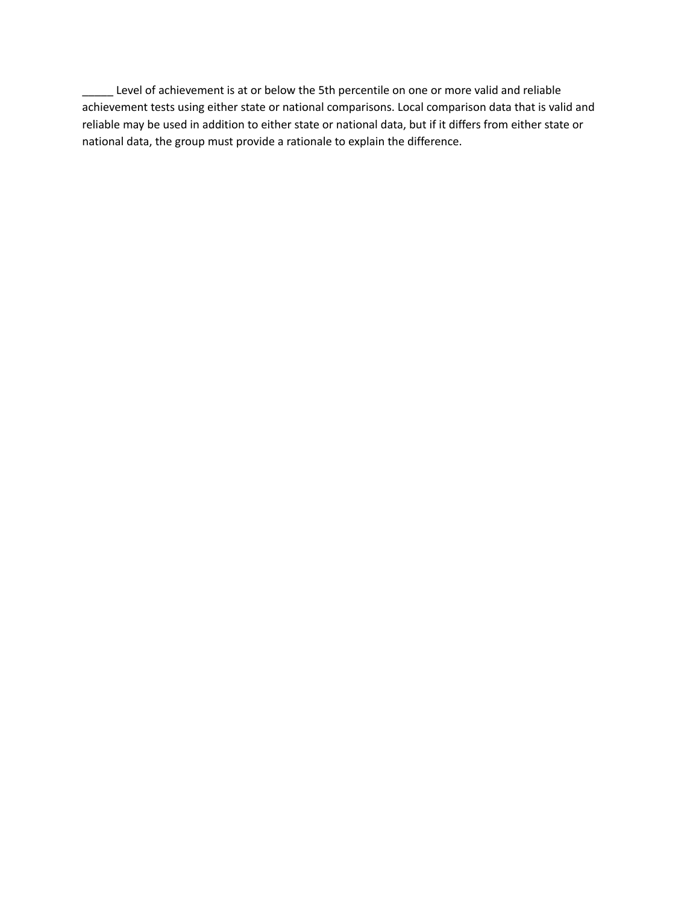_____ Level of achievement is at or below the 5th percentile on one or more valid and reliable achievement tests using either state or national comparisons. Local comparison data that is valid and reliable may be used in addition to either state or national data, but if it differs from either state or national data, the group must provide a rationale to explain the difference.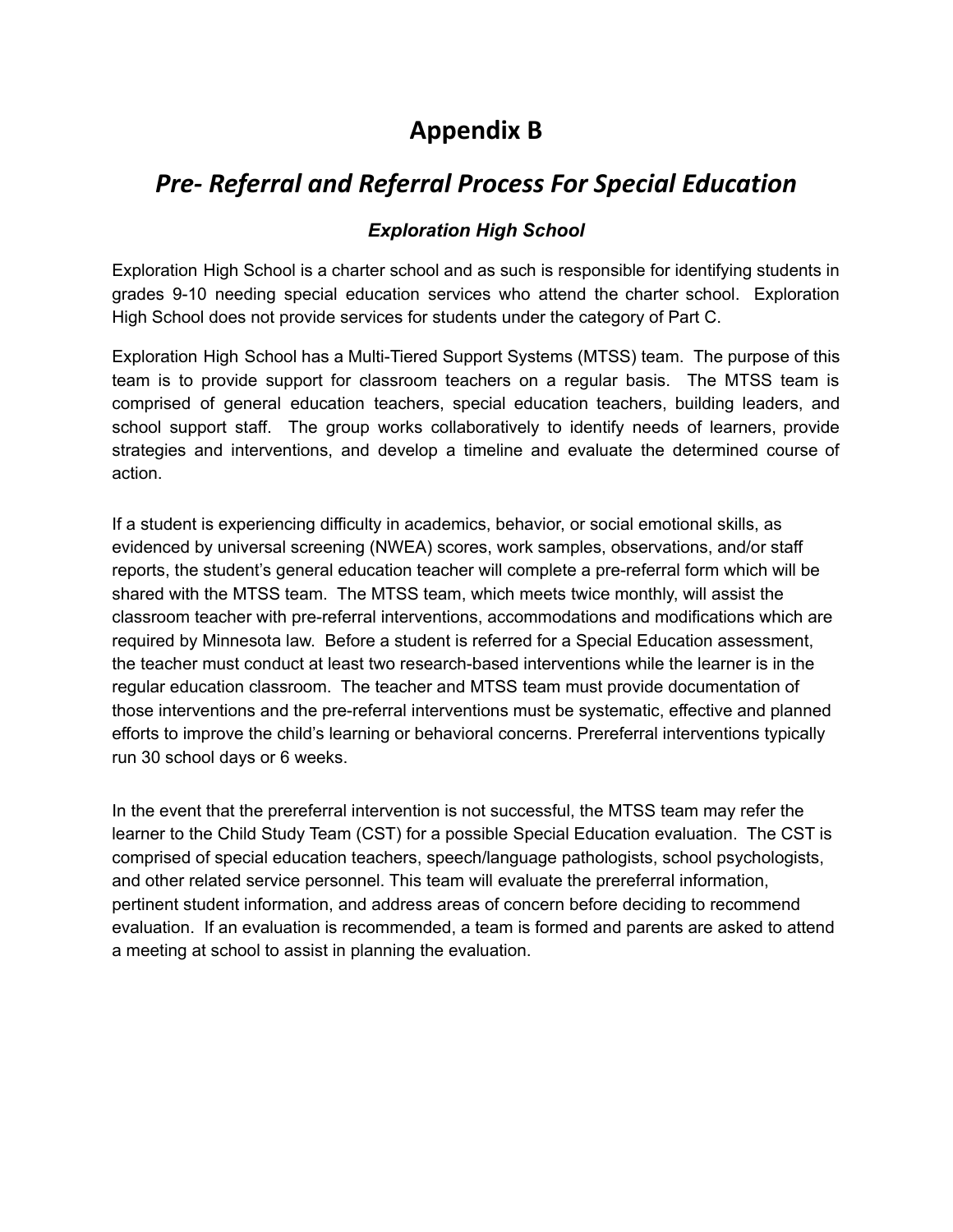# Appendix B

## *Pre- Referral and Referral Process For Special Education*

### *Exploration High School*

Exploration High School is a charter school and as such is responsible for identifying students in grades 9-10 needing special education services who attend the charter school. Exploration High School does not provide services for students under the category of Part C.

Exploration High School has a Multi-Tiered Support Systems (MTSS) team. The purpose of this team is to provide support for classroom teachers on a regular basis. The MTSS team is comprised of general education teachers, special education teachers, building leaders, and school support staff. The group works collaboratively to identify needs of learners, provide strategies and interventions, and develop a timeline and evaluate the determined course of action.

If a student is experiencing difficulty in academics, behavior, or social emotional skills, as evidenced by universal screening (NWEA) scores, work samples, observations, and/or staff reports, the student's general education teacher will complete a pre-referral form which will be shared with the MTSS team. The MTSS team, which meets twice monthly, will assist the classroom teacher with pre-referral interventions, accommodations and modifications which are required by Minnesota law. Before a student is referred for a Special Education assessment, the teacher must conduct at least two research-based interventions while the learner is in the regular education classroom. The teacher and MTSS team must provide documentation of those interventions and the pre-referral interventions must be systematic, effective and planned efforts to improve the child's learning or behavioral concerns. Prereferral interventions typically run 30 school days or 6 weeks.

In the event that the prereferral intervention is not successful, the MTSS team may refer the learner to the Child Study Team (CST) for a possible Special Education evaluation. The CST is comprised of special education teachers, speech/language pathologists, school psychologists, and other related service personnel. This team will evaluate the prereferral information, pertinent student information, and address areas of concern before deciding to recommend evaluation. If an evaluation is recommended, a team is formed and parents are asked to attend a meeting at school to assist in planning the evaluation.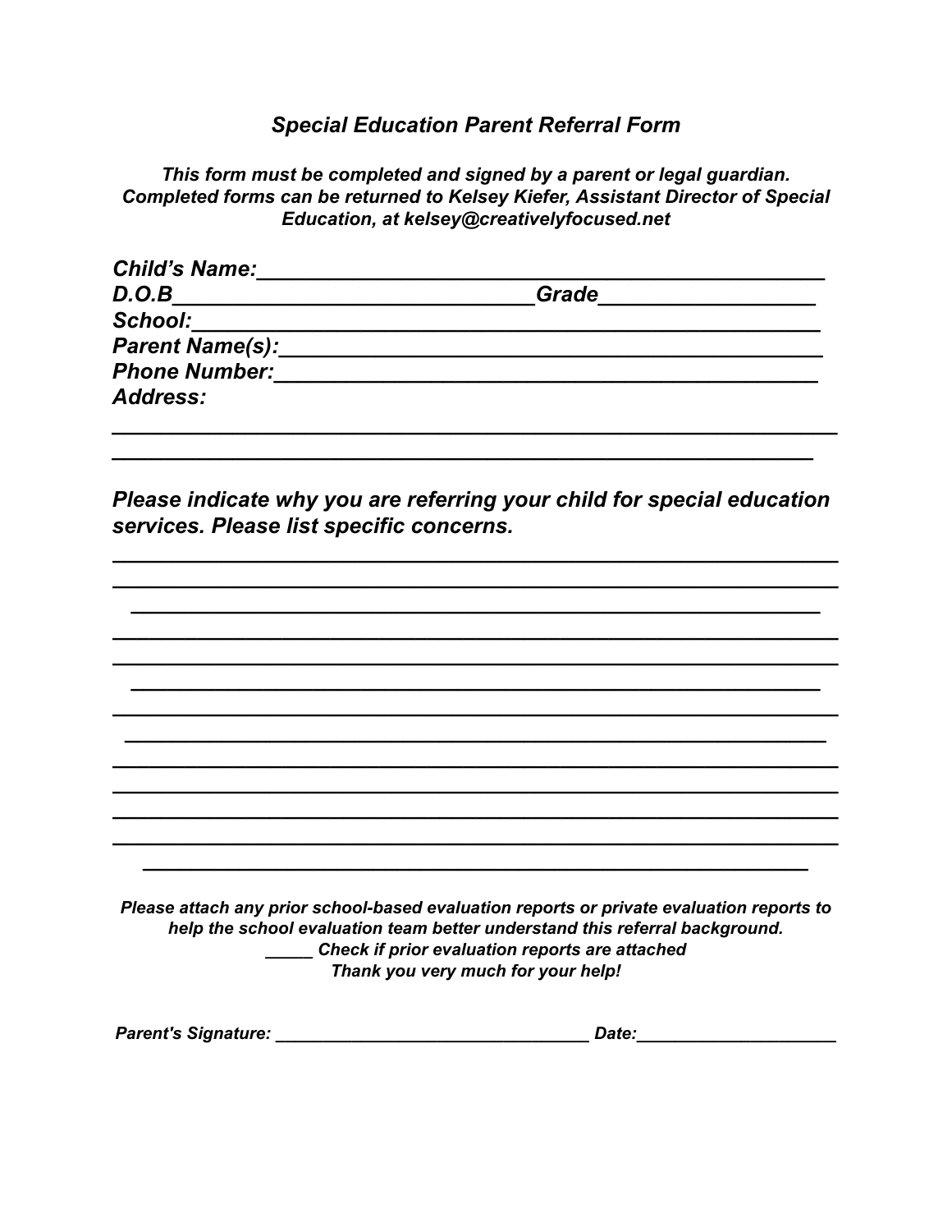## *Special Education Parent Referral Form*

***This form must be completed and signed by a parent or legal guardian. Completed forms can be returned to Kelsey Kiefer, Assistant Director of Special Education, at kelsey@creativelyfocused.net***

***Child's Name:*** ________________________________________________

***D.O.B*** ____________________________ ***Grade*** _________________

***School:*** ___________________________________________________

***Parent Name(s):*** ____________________________________________

***Phone Number:*** _____________________________________________

***Address:***

__________________________________________________________

_______________________________________________________

***Please indicate why you are referring your child for special education services. Please list specific concerns.***

__________________________________________________________

__________________________________________________________

______________________________________________________

__________________________________________________________

__________________________________________________________

______________________________________________________

__________________________________________________________

_______________________________________________________

__________________________________________________________

__________________________________________________________

__________________________________________________________

__________________________________________________________

_____________________________________________________

***Please attach any prior school-based evaluation reports or private evaluation reports to help the school evaluation team better understand this referral background.***

***_____ Check if prior evaluation reports are attached***

***Thank you very much for your help!***

***Parent's Signature:*** _________________________________ ***Date:*** ____________________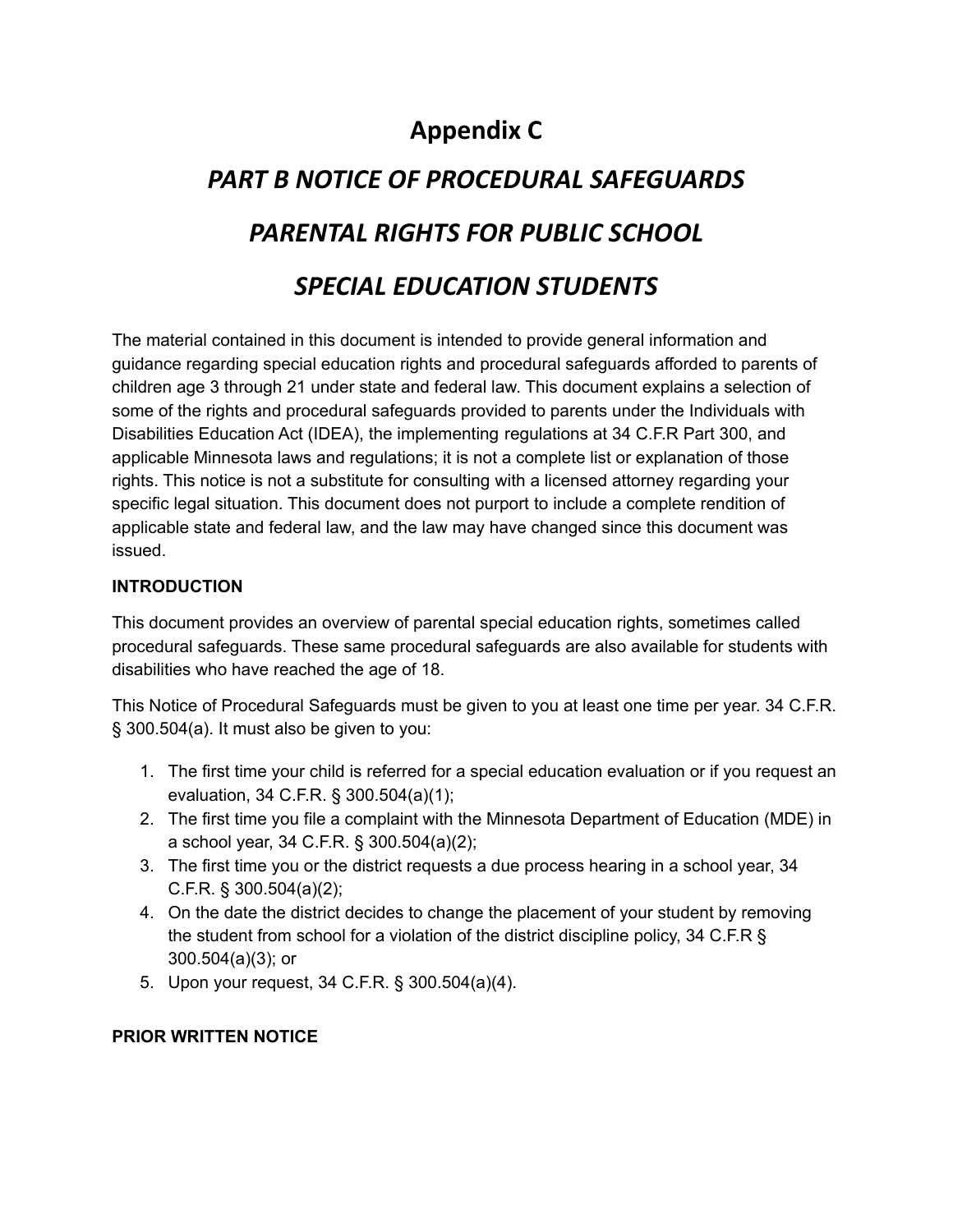# Appendix C

## *PART B NOTICE OF PROCEDURAL SAFEGUARDS*

## *PARENTAL RIGHTS FOR PUBLIC SCHOOL*

## *SPECIAL EDUCATION STUDENTS*

The material contained in this document is intended to provide general information and guidance regarding special education rights and procedural safeguards afforded to parents of children age 3 through 21 under state and federal law. This document explains a selection of some of the rights and procedural safeguards provided to parents under the Individuals with Disabilities Education Act (IDEA), the implementing regulations at 34 C.F.R Part 300, and applicable Minnesota laws and regulations; it is not a complete list or explanation of those rights. This notice is not a substitute for consulting with a licensed attorney regarding your specific legal situation. This document does not purport to include a complete rendition of applicable state and federal law, and the law may have changed since this document was issued.

**INTRODUCTION**

This document provides an overview of parental special education rights, sometimes called procedural safeguards. These same procedural safeguards are also available for students with disabilities who have reached the age of 18.

This Notice of Procedural Safeguards must be given to you at least one time per year. 34 C.F.R. § 300.504(a). It must also be given to you:

1. The first time your child is referred for a special education evaluation or if you request an evaluation, 34 C.F.R. § 300.504(a)(1);
2. The first time you file a complaint with the Minnesota Department of Education (MDE) in a school year, 34 C.F.R. § 300.504(a)(2);
3. The first time you or the district requests a due process hearing in a school year, 34 C.F.R. § 300.504(a)(2);
4. On the date the district decides to change the placement of your student by removing the student from school for a violation of the district discipline policy, 34 C.F.R § 300.504(a)(3); or
5. Upon your request, 34 C.F.R. § 300.504(a)(4).

**PRIOR WRITTEN NOTICE**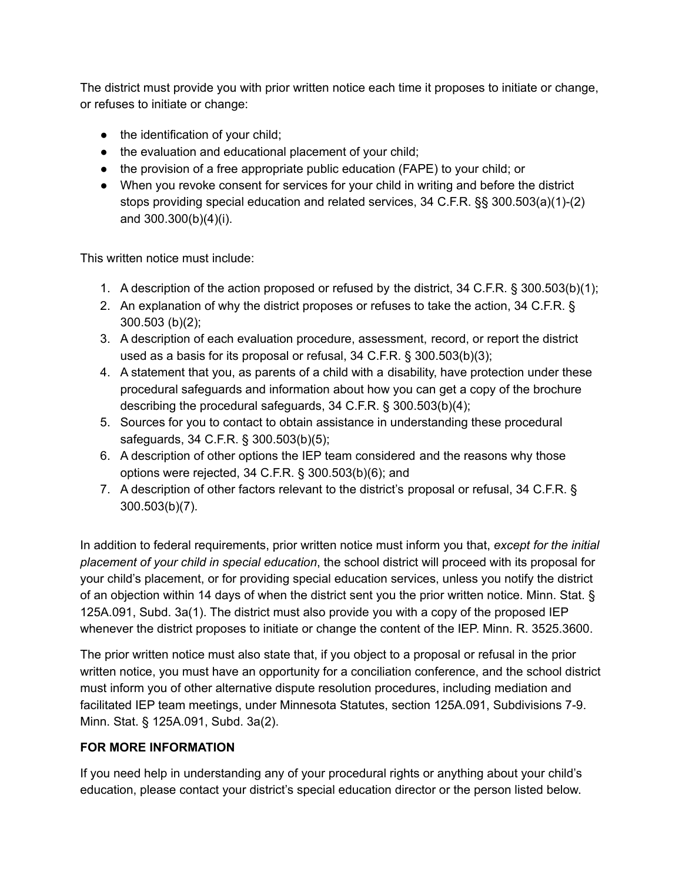The district must provide you with prior written notice each time it proposes to initiate or change, or refuses to initiate or change:

- the identification of your child;
- the evaluation and educational placement of your child;
- the provision of a free appropriate public education (FAPE) to your child; or
- When you revoke consent for services for your child in writing and before the district stops providing special education and related services, 34 C.F.R. §§ 300.503(a)(1)-(2) and 300.300(b)(4)(i).

This written notice must include:

1. A description of the action proposed or refused by the district, 34 C.F.R. § 300.503(b)(1);
2. An explanation of why the district proposes or refuses to take the action, 34 C.F.R. § 300.503 (b)(2);
3. A description of each evaluation procedure, assessment, record, or report the district used as a basis for its proposal or refusal, 34 C.F.R. § 300.503(b)(3);
4. A statement that you, as parents of a child with a disability, have protection under these procedural safeguards and information about how you can get a copy of the brochure describing the procedural safeguards, 34 C.F.R. § 300.503(b)(4);
5. Sources for you to contact to obtain assistance in understanding these procedural safeguards, 34 C.F.R. § 300.503(b)(5);
6. A description of other options the IEP team considered and the reasons why those options were rejected, 34 C.F.R. § 300.503(b)(6); and
7. A description of other factors relevant to the district's proposal or refusal, 34 C.F.R. § 300.503(b)(7).

In addition to federal requirements, prior written notice must inform you that, *except for the initial placement of your child in special education*, the school district will proceed with its proposal for your child's placement, or for providing special education services, unless you notify the district of an objection within 14 days of when the district sent you the prior written notice. Minn. Stat. § 125A.091, Subd. 3a(1). The district must also provide you with a copy of the proposed IEP whenever the district proposes to initiate or change the content of the IEP. Minn. R. 3525.3600.

The prior written notice must also state that, if you object to a proposal or refusal in the prior written notice, you must have an opportunity for a conciliation conference, and the school district must inform you of other alternative dispute resolution procedures, including mediation and facilitated IEP team meetings, under Minnesota Statutes, section 125A.091, Subdivisions 7-9. Minn. Stat. § 125A.091, Subd. 3a(2).

**FOR MORE INFORMATION**

If you need help in understanding any of your procedural rights or anything about your child's education, please contact your district's special education director or the person listed below.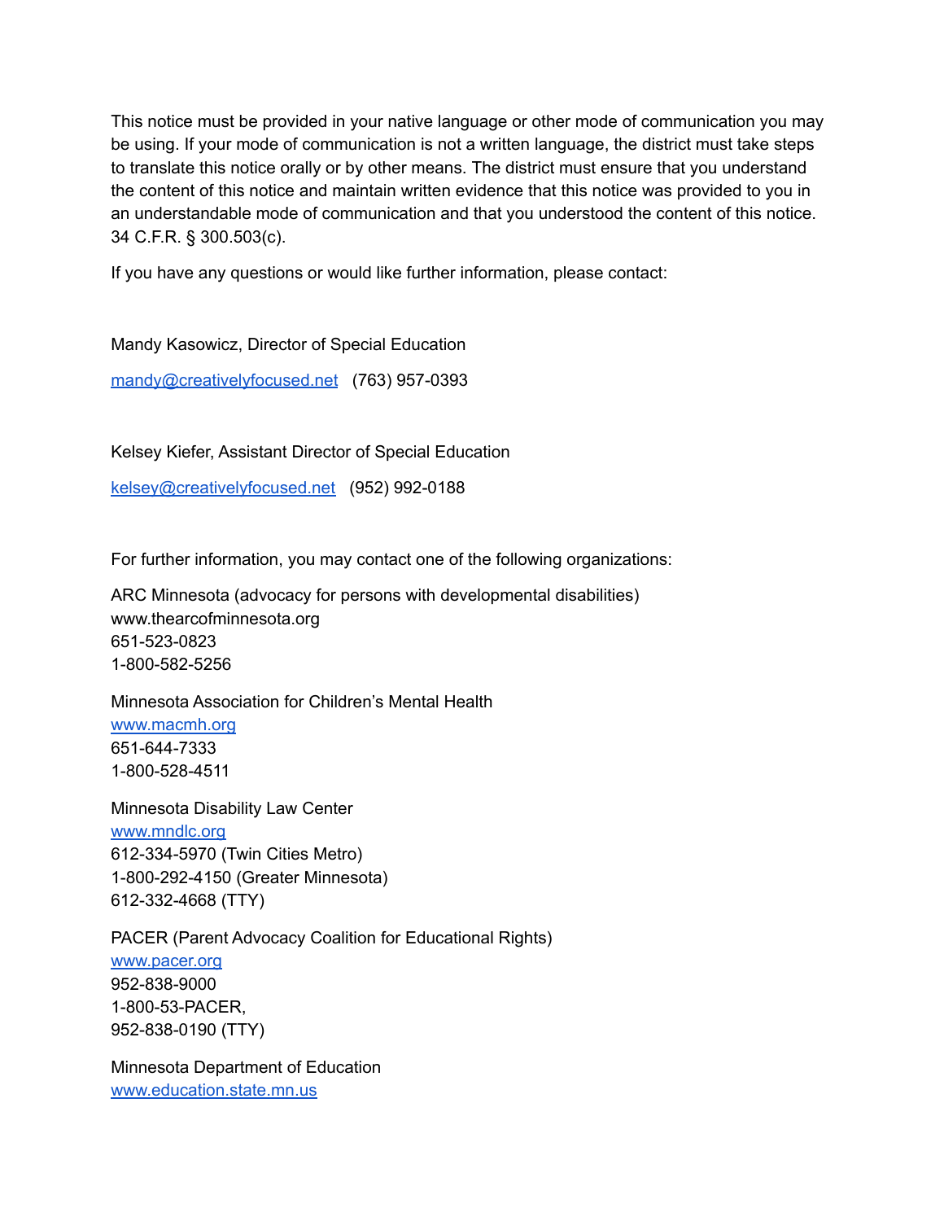This notice must be provided in your native language or other mode of communication you may be using. If your mode of communication is not a written language, the district must take steps to translate this notice orally or by other means. The district must ensure that you understand the content of this notice and maintain written evidence that this notice was provided to you in an understandable mode of communication and that you understood the content of this notice. 34 C.F.R. § 300.503(c).

If you have any questions or would like further information, please contact:

Mandy Kasowicz, Director of Special Education

mandy@creativelyfocused.net (763) 957-0393

Kelsey Kiefer, Assistant Director of Special Education

kelsey@creativelyfocused.net (952) 992-0188

For further information, you may contact one of the following organizations:

ARC Minnesota (advocacy for persons with developmental disabilities)
www.thearcofminnesota.org
651-523-0823
1-800-582-5256

Minnesota Association for Children's Mental Health
www.macmh.org
651-644-7333
1-800-528-4511

Minnesota Disability Law Center
www.mndlc.org
612-334-5970 (Twin Cities Metro)
1-800-292-4150 (Greater Minnesota)
612-332-4668 (TTY)

PACER (Parent Advocacy Coalition for Educational Rights)
www.pacer.org
952-838-9000
1-800-53-PACER,
952-838-0190 (TTY)

Minnesota Department of Education
www.education.state.mn.us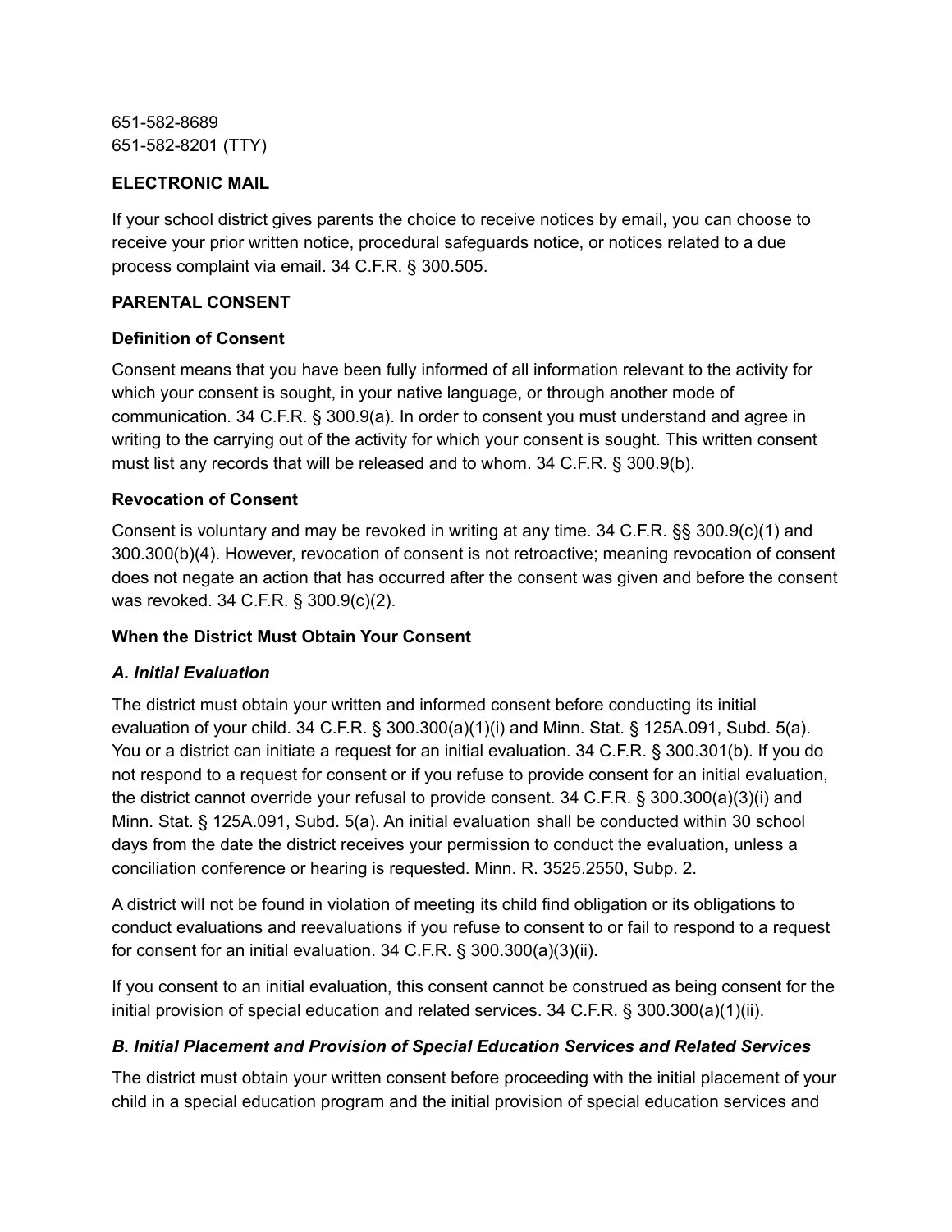651-582-8689
651-582-8201 (TTY)

**ELECTRONIC MAIL**

If your school district gives parents the choice to receive notices by email, you can choose to receive your prior written notice, procedural safeguards notice, or notices related to a due process complaint via email. 34 C.F.R. § 300.505.

**PARENTAL CONSENT**

**Definition of Consent**

Consent means that you have been fully informed of all information relevant to the activity for which your consent is sought, in your native language, or through another mode of communication. 34 C.F.R. § 300.9(a). In order to consent you must understand and agree in writing to the carrying out of the activity for which your consent is sought. This written consent must list any records that will be released and to whom. 34 C.F.R. § 300.9(b).

**Revocation of Consent**

Consent is voluntary and may be revoked in writing at any time. 34 C.F.R. §§ 300.9(c)(1) and 300.300(b)(4). However, revocation of consent is not retroactive; meaning revocation of consent does not negate an action that has occurred after the consent was given and before the consent was revoked. 34 C.F.R. § 300.9(c)(2).

**When the District Must Obtain Your Consent**

***A. Initial Evaluation***

The district must obtain your written and informed consent before conducting its initial evaluation of your child. 34 C.F.R. § 300.300(a)(1)(i) and Minn. Stat. § 125A.091, Subd. 5(a). You or a district can initiate a request for an initial evaluation. 34 C.F.R. § 300.301(b). If you do not respond to a request for consent or if you refuse to provide consent for an initial evaluation, the district cannot override your refusal to provide consent. 34 C.F.R. § 300.300(a)(3)(i) and Minn. Stat. § 125A.091, Subd. 5(a). An initial evaluation shall be conducted within 30 school days from the date the district receives your permission to conduct the evaluation, unless a conciliation conference or hearing is requested. Minn. R. 3525.2550, Subp. 2.

A district will not be found in violation of meeting its child find obligation or its obligations to conduct evaluations and reevaluations if you refuse to consent to or fail to respond to a request for consent for an initial evaluation. 34 C.F.R. § 300.300(a)(3)(ii).

If you consent to an initial evaluation, this consent cannot be construed as being consent for the initial provision of special education and related services. 34 C.F.R. § 300.300(a)(1)(ii).

***B. Initial Placement and Provision of Special Education Services and Related Services***

The district must obtain your written consent before proceeding with the initial placement of your child in a special education program and the initial provision of special education services and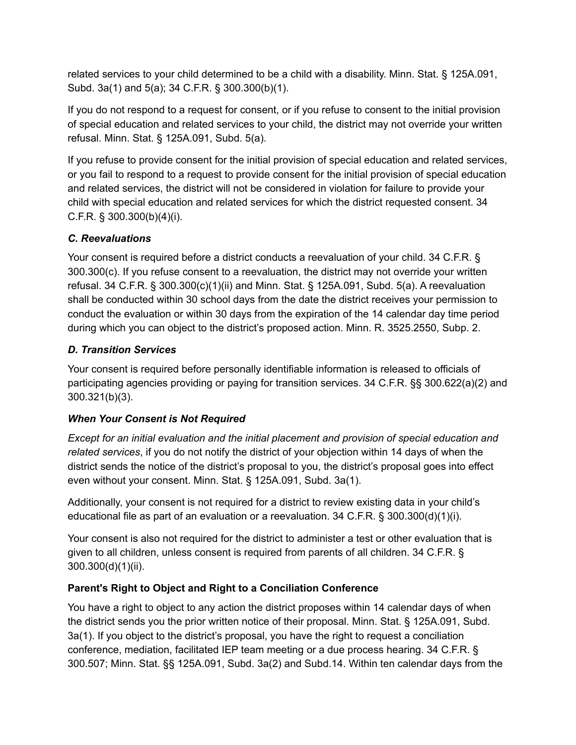related services to your child determined to be a child with a disability. Minn. Stat. § 125A.091, Subd. 3a(1) and 5(a); 34 C.F.R. § 300.300(b)(1).

If you do not respond to a request for consent, or if you refuse to consent to the initial provision of special education and related services to your child, the district may not override your written refusal. Minn. Stat. § 125A.091, Subd. 5(a).

If you refuse to provide consent for the initial provision of special education and related services, or you fail to respond to a request to provide consent for the initial provision of special education and related services, the district will not be considered in violation for failure to provide your child with special education and related services for which the district requested consent. 34 C.F.R. § 300.300(b)(4)(i).

***C. Reevaluations***

Your consent is required before a district conducts a reevaluation of your child. 34 C.F.R. § 300.300(c). If you refuse consent to a reevaluation, the district may not override your written refusal. 34 C.F.R. § 300.300(c)(1)(ii) and Minn. Stat. § 125A.091, Subd. 5(a). A reevaluation shall be conducted within 30 school days from the date the district receives your permission to conduct the evaluation or within 30 days from the expiration of the 14 calendar day time period during which you can object to the district's proposed action. Minn. R. 3525.2550, Subp. 2.

***D. Transition Services***

Your consent is required before personally identifiable information is released to officials of participating agencies providing or paying for transition services. 34 C.F.R. §§ 300.622(a)(2) and 300.321(b)(3).

***When Your Consent is Not Required***

*Except for an initial evaluation and the initial placement and provision of special education and related services*, if you do not notify the district of your objection within 14 days of when the district sends the notice of the district's proposal to you, the district's proposal goes into effect even without your consent. Minn. Stat. § 125A.091, Subd. 3a(1).

Additionally, your consent is not required for a district to review existing data in your child's educational file as part of an evaluation or a reevaluation. 34 C.F.R. § 300.300(d)(1)(i).

Your consent is also not required for the district to administer a test or other evaluation that is given to all children, unless consent is required from parents of all children. 34 C.F.R. § 300.300(d)(1)(ii).

**Parent's Right to Object and Right to a Conciliation Conference**

You have a right to object to any action the district proposes within 14 calendar days of when the district sends you the prior written notice of their proposal. Minn. Stat. § 125A.091, Subd. 3a(1). If you object to the district's proposal, you have the right to request a conciliation conference, mediation, facilitated IEP team meeting or a due process hearing. 34 C.F.R. § 300.507; Minn. Stat. §§ 125A.091, Subd. 3a(2) and Subd.14. Within ten calendar days from the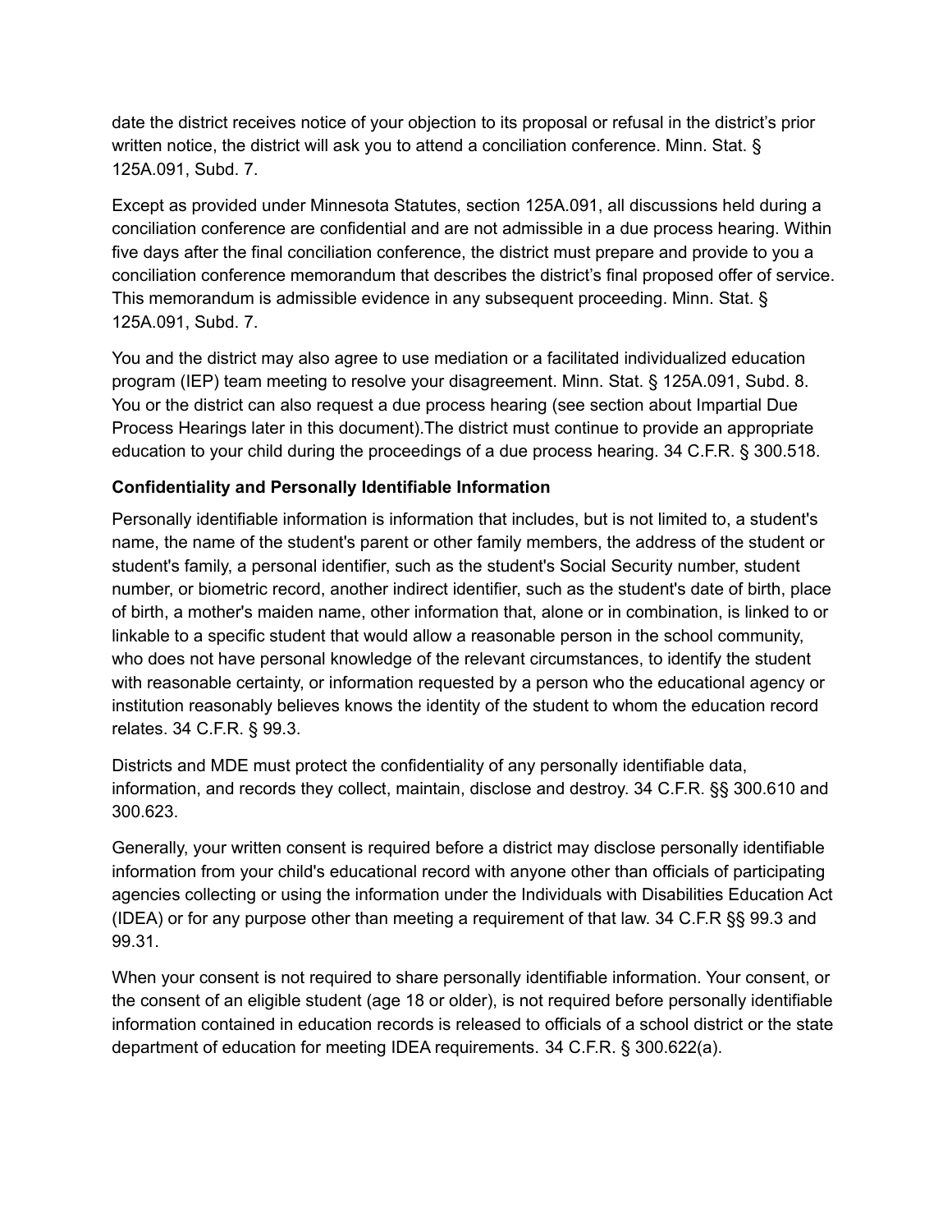date the district receives notice of your objection to its proposal or refusal in the district's prior written notice, the district will ask you to attend a conciliation conference. Minn. Stat. § 125A.091, Subd. 7.

Except as provided under Minnesota Statutes, section 125A.091, all discussions held during a conciliation conference are confidential and are not admissible in a due process hearing. Within five days after the final conciliation conference, the district must prepare and provide to you a conciliation conference memorandum that describes the district's final proposed offer of service. This memorandum is admissible evidence in any subsequent proceeding. Minn. Stat. § 125A.091, Subd. 7.

You and the district may also agree to use mediation or a facilitated individualized education program (IEP) team meeting to resolve your disagreement. Minn. Stat. § 125A.091, Subd. 8. You or the district can also request a due process hearing (see section about Impartial Due Process Hearings later in this document).The district must continue to provide an appropriate education to your child during the proceedings of a due process hearing. 34 C.F.R. § 300.518.

**Confidentiality and Personally Identifiable Information**

Personally identifiable information is information that includes, but is not limited to, a student's name, the name of the student's parent or other family members, the address of the student or student's family, a personal identifier, such as the student's Social Security number, student number, or biometric record, another indirect identifier, such as the student's date of birth, place of birth, a mother's maiden name, other information that, alone or in combination, is linked to or linkable to a specific student that would allow a reasonable person in the school community, who does not have personal knowledge of the relevant circumstances, to identify the student with reasonable certainty, or information requested by a person who the educational agency or institution reasonably believes knows the identity of the student to whom the education record relates. 34 C.F.R. § 99.3.

Districts and MDE must protect the confidentiality of any personally identifiable data, information, and records they collect, maintain, disclose and destroy. 34 C.F.R. §§ 300.610 and 300.623.

Generally, your written consent is required before a district may disclose personally identifiable information from your child's educational record with anyone other than officials of participating agencies collecting or using the information under the Individuals with Disabilities Education Act (IDEA) or for any purpose other than meeting a requirement of that law. 34 C.F.R §§ 99.3 and 99.31.

When your consent is not required to share personally identifiable information. Your consent, or the consent of an eligible student (age 18 or older), is not required before personally identifiable information contained in education records is released to officials of a school district or the state department of education for meeting IDEA requirements. 34 C.F.R. § 300.622(a).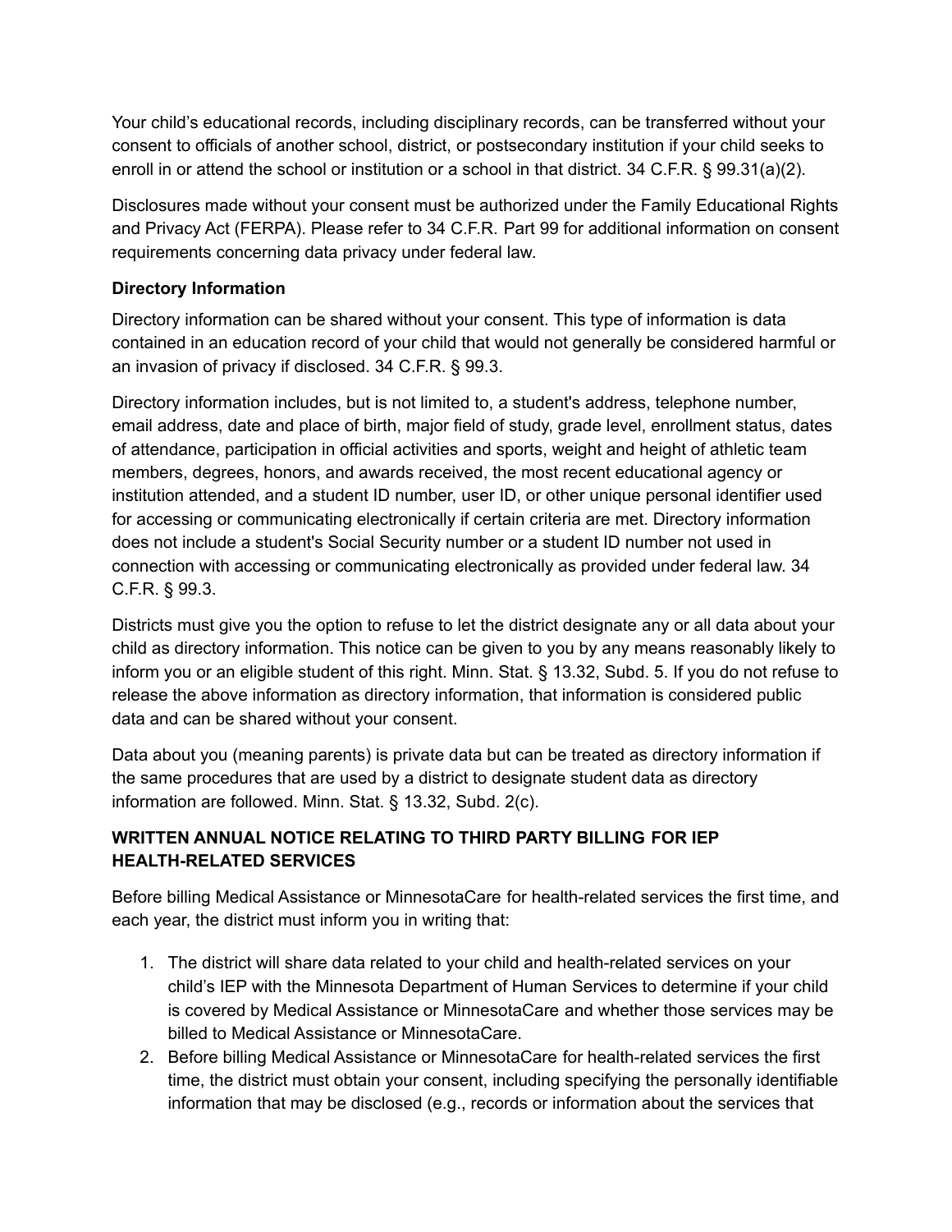Your child's educational records, including disciplinary records, can be transferred without your consent to officials of another school, district, or postsecondary institution if your child seeks to enroll in or attend the school or institution or a school in that district. 34 C.F.R. § 99.31(a)(2).

Disclosures made without your consent must be authorized under the Family Educational Rights and Privacy Act (FERPA). Please refer to 34 C.F.R. Part 99 for additional information on consent requirements concerning data privacy under federal law.

**Directory Information**

Directory information can be shared without your consent. This type of information is data contained in an education record of your child that would not generally be considered harmful or an invasion of privacy if disclosed. 34 C.F.R. § 99.3.

Directory information includes, but is not limited to, a student's address, telephone number, email address, date and place of birth, major field of study, grade level, enrollment status, dates of attendance, participation in official activities and sports, weight and height of athletic team members, degrees, honors, and awards received, the most recent educational agency or institution attended, and a student ID number, user ID, or other unique personal identifier used for accessing or communicating electronically if certain criteria are met. Directory information does not include a student's Social Security number or a student ID number not used in connection with accessing or communicating electronically as provided under federal law. 34 C.F.R. § 99.3.

Districts must give you the option to refuse to let the district designate any or all data about your child as directory information. This notice can be given to you by any means reasonably likely to inform you or an eligible student of this right. Minn. Stat. § 13.32, Subd. 5. If you do not refuse to release the above information as directory information, that information is considered public data and can be shared without your consent.

Data about you (meaning parents) is private data but can be treated as directory information if the same procedures that are used by a district to designate student data as directory information are followed. Minn. Stat. § 13.32, Subd. 2(c).

**WRITTEN ANNUAL NOTICE RELATING TO THIRD PARTY BILLING FOR IEP HEALTH-RELATED SERVICES**

Before billing Medical Assistance or MinnesotaCare for health-related services the first time, and each year, the district must inform you in writing that:

1. The district will share data related to your child and health-related services on your child's IEP with the Minnesota Department of Human Services to determine if your child is covered by Medical Assistance or MinnesotaCare and whether those services may be billed to Medical Assistance or MinnesotaCare.
2. Before billing Medical Assistance or MinnesotaCare for health-related services the first time, the district must obtain your consent, including specifying the personally identifiable information that may be disclosed (e.g., records or information about the services that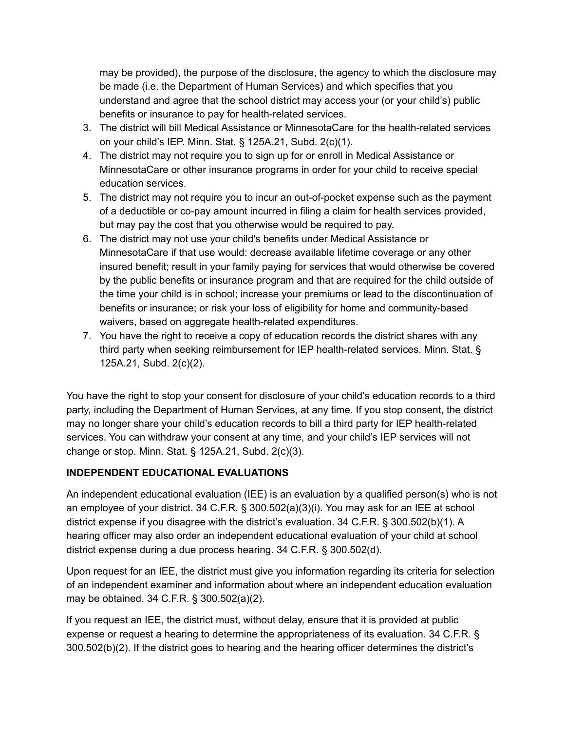may be provided), the purpose of the disclosure, the agency to which the disclosure may be made (i.e. the Department of Human Services) and which specifies that you understand and agree that the school district may access your (or your child's) public benefits or insurance to pay for health-related services.

3. The district will bill Medical Assistance or MinnesotaCare for the health-related services on your child's IEP. Minn. Stat. § 125A.21, Subd. 2(c)(1).
4. The district may not require you to sign up for or enroll in Medical Assistance or MinnesotaCare or other insurance programs in order for your child to receive special education services.
5. The district may not require you to incur an out-of-pocket expense such as the payment of a deductible or co-pay amount incurred in filing a claim for health services provided, but may pay the cost that you otherwise would be required to pay.
6. The district may not use your child's benefits under Medical Assistance or MinnesotaCare if that use would: decrease available lifetime coverage or any other insured benefit; result in your family paying for services that would otherwise be covered by the public benefits or insurance program and that are required for the child outside of the time your child is in school; increase your premiums or lead to the discontinuation of benefits or insurance; or risk your loss of eligibility for home and community-based waivers, based on aggregate health-related expenditures.
7. You have the right to receive a copy of education records the district shares with any third party when seeking reimbursement for IEP health-related services. Minn. Stat. § 125A.21, Subd. 2(c)(2).

You have the right to stop your consent for disclosure of your child's education records to a third party, including the Department of Human Services, at any time. If you stop consent, the district may no longer share your child's education records to bill a third party for IEP health-related services. You can withdraw your consent at any time, and your child's IEP services will not change or stop. Minn. Stat. § 125A.21, Subd. 2(c)(3).

**INDEPENDENT EDUCATIONAL EVALUATIONS**

An independent educational evaluation (IEE) is an evaluation by a qualified person(s) who is not an employee of your district. 34 C.F.R. § 300.502(a)(3)(i). You may ask for an IEE at school district expense if you disagree with the district's evaluation. 34 C.F.R. § 300.502(b)(1). A hearing officer may also order an independent educational evaluation of your child at school district expense during a due process hearing. 34 C.F.R. § 300.502(d).

Upon request for an IEE, the district must give you information regarding its criteria for selection of an independent examiner and information about where an independent education evaluation may be obtained. 34 C.F.R. § 300.502(a)(2).

If you request an IEE, the district must, without delay, ensure that it is provided at public expense or request a hearing to determine the appropriateness of its evaluation. 34 C.F.R. § 300.502(b)(2). If the district goes to hearing and the hearing officer determines the district's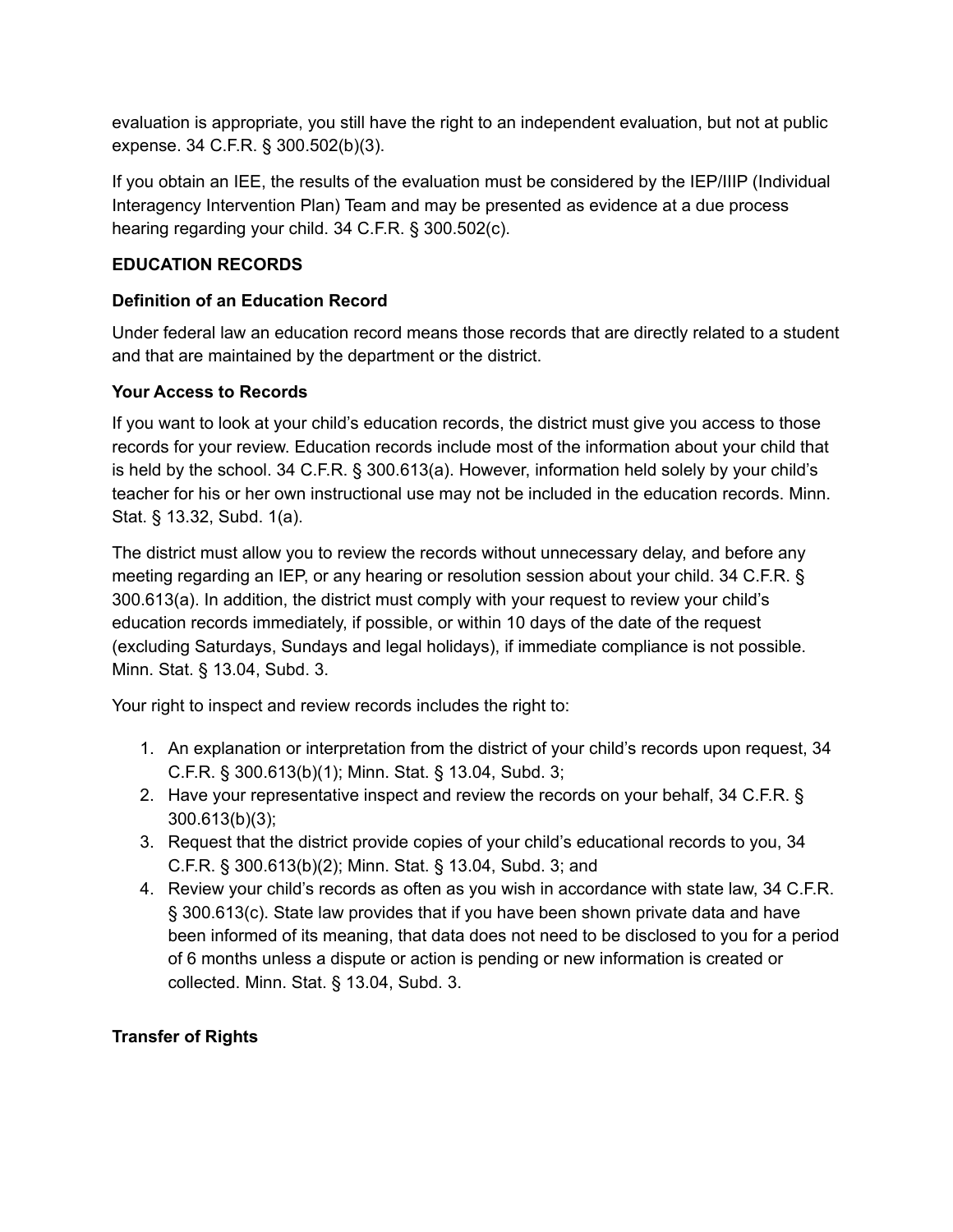evaluation is appropriate, you still have the right to an independent evaluation, but not at public expense. 34 C.F.R. § 300.502(b)(3).

If you obtain an IEE, the results of the evaluation must be considered by the IEP/IIIP (Individual Interagency Intervention Plan) Team and may be presented as evidence at a due process hearing regarding your child. 34 C.F.R. § 300.502(c).

**EDUCATION RECORDS**

**Definition of an Education Record**

Under federal law an education record means those records that are directly related to a student and that are maintained by the department or the district.

**Your Access to Records**

If you want to look at your child's education records, the district must give you access to those records for your review. Education records include most of the information about your child that is held by the school. 34 C.F.R. § 300.613(a). However, information held solely by your child's teacher for his or her own instructional use may not be included in the education records. Minn. Stat. § 13.32, Subd. 1(a).

The district must allow you to review the records without unnecessary delay, and before any meeting regarding an IEP, or any hearing or resolution session about your child. 34 C.F.R. § 300.613(a). In addition, the district must comply with your request to review your child's education records immediately, if possible, or within 10 days of the date of the request (excluding Saturdays, Sundays and legal holidays), if immediate compliance is not possible. Minn. Stat. § 13.04, Subd. 3.

Your right to inspect and review records includes the right to:

1. An explanation or interpretation from the district of your child's records upon request, 34 C.F.R. § 300.613(b)(1); Minn. Stat. § 13.04, Subd. 3;
2. Have your representative inspect and review the records on your behalf, 34 C.F.R. § 300.613(b)(3);
3. Request that the district provide copies of your child's educational records to you, 34 C.F.R. § 300.613(b)(2); Minn. Stat. § 13.04, Subd. 3; and
4. Review your child's records as often as you wish in accordance with state law, 34 C.F.R. § 300.613(c). State law provides that if you have been shown private data and have been informed of its meaning, that data does not need to be disclosed to you for a period of 6 months unless a dispute or action is pending or new information is created or collected. Minn. Stat. § 13.04, Subd. 3.

**Transfer of Rights**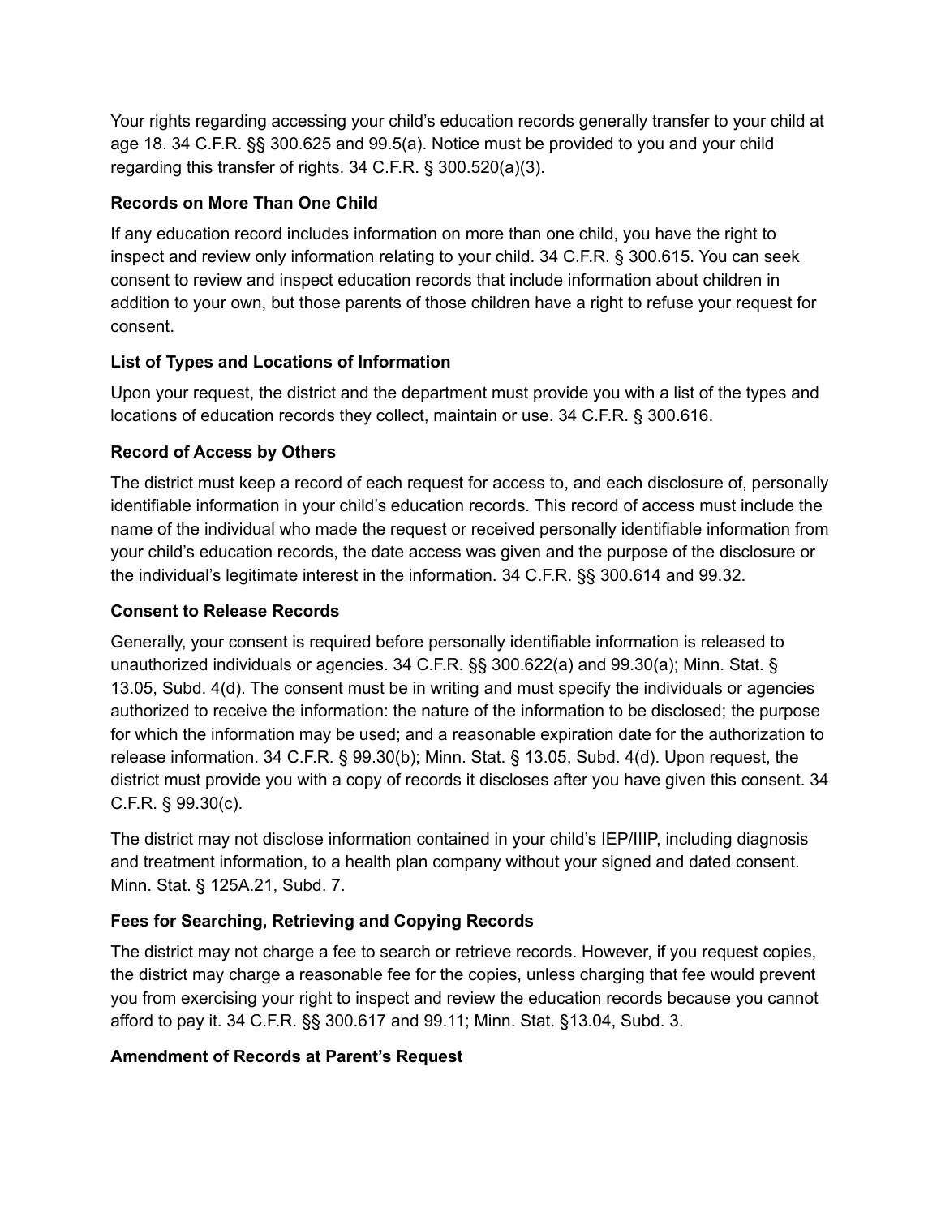Your rights regarding accessing your child's education records generally transfer to your child at age 18. 34 C.F.R. §§ 300.625 and 99.5(a). Notice must be provided to you and your child regarding this transfer of rights. 34 C.F.R. § 300.520(a)(3).

### Records on More Than One Child

If any education record includes information on more than one child, you have the right to inspect and review only information relating to your child. 34 C.F.R. § 300.615. You can seek consent to review and inspect education records that include information about children in addition to your own, but those parents of those children have a right to refuse your request for consent.

### List of Types and Locations of Information

Upon your request, the district and the department must provide you with a list of the types and locations of education records they collect, maintain or use. 34 C.F.R. § 300.616.

### Record of Access by Others

The district must keep a record of each request for access to, and each disclosure of, personally identifiable information in your child's education records. This record of access must include the name of the individual who made the request or received personally identifiable information from your child's education records, the date access was given and the purpose of the disclosure or the individual's legitimate interest in the information. 34 C.F.R. §§ 300.614 and 99.32.

### Consent to Release Records

Generally, your consent is required before personally identifiable information is released to unauthorized individuals or agencies. 34 C.F.R. §§ 300.622(a) and 99.30(a); Minn. Stat. § 13.05, Subd. 4(d). The consent must be in writing and must specify the individuals or agencies authorized to receive the information: the nature of the information to be disclosed; the purpose for which the information may be used; and a reasonable expiration date for the authorization to release information. 34 C.F.R. § 99.30(b); Minn. Stat. § 13.05, Subd. 4(d). Upon request, the district must provide you with a copy of records it discloses after you have given this consent. 34 C.F.R. § 99.30(c).

The district may not disclose information contained in your child's IEP/IIIP, including diagnosis and treatment information, to a health plan company without your signed and dated consent. Minn. Stat. § 125A.21, Subd. 7.

### Fees for Searching, Retrieving and Copying Records

The district may not charge a fee to search or retrieve records. However, if you request copies, the district may charge a reasonable fee for the copies, unless charging that fee would prevent you from exercising your right to inspect and review the education records because you cannot afford to pay it. 34 C.F.R. §§ 300.617 and 99.11; Minn. Stat. §13.04, Subd. 3.

### Amendment of Records at Parent's Request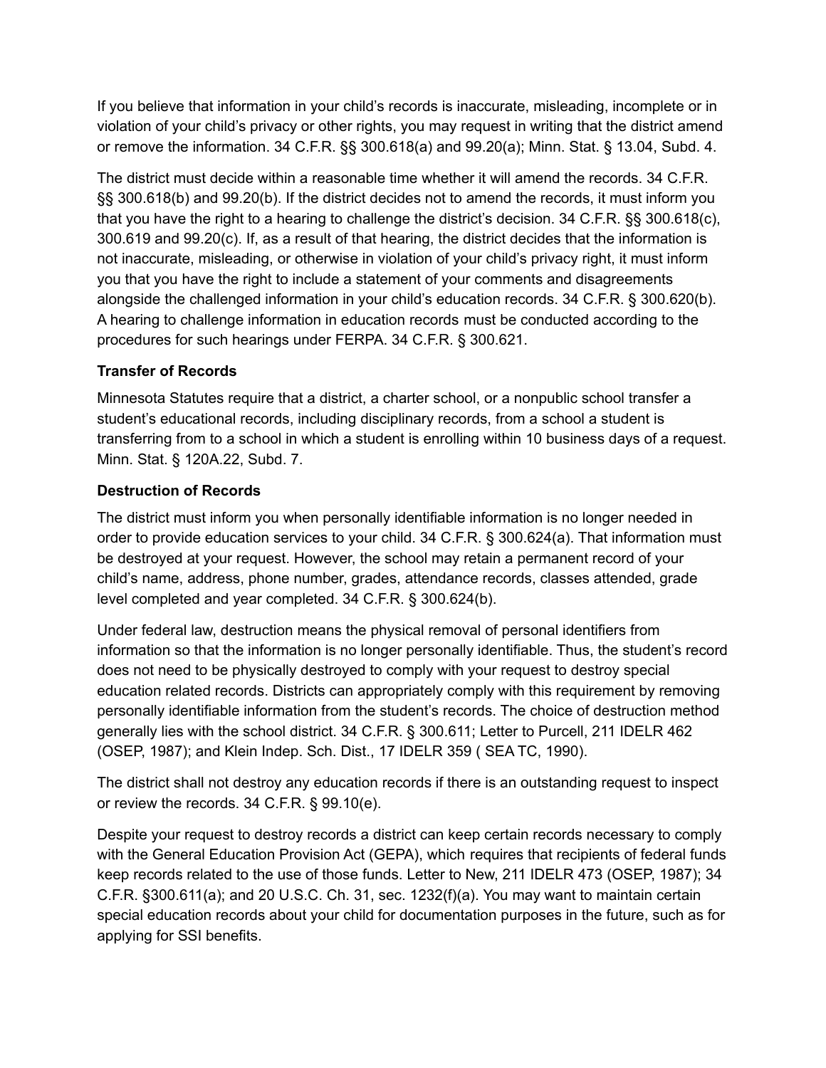If you believe that information in your child's records is inaccurate, misleading, incomplete or in violation of your child's privacy or other rights, you may request in writing that the district amend or remove the information. 34 C.F.R. §§ 300.618(a) and 99.20(a); Minn. Stat. § 13.04, Subd. 4.

The district must decide within a reasonable time whether it will amend the records. 34 C.F.R. §§ 300.618(b) and 99.20(b). If the district decides not to amend the records, it must inform you that you have the right to a hearing to challenge the district's decision. 34 C.F.R. §§ 300.618(c), 300.619 and 99.20(c). If, as a result of that hearing, the district decides that the information is not inaccurate, misleading, or otherwise in violation of your child's privacy right, it must inform you that you have the right to include a statement of your comments and disagreements alongside the challenged information in your child's education records. 34 C.F.R. § 300.620(b). A hearing to challenge information in education records must be conducted according to the procedures for such hearings under FERPA. 34 C.F.R. § 300.621.

**Transfer of Records**

Minnesota Statutes require that a district, a charter school, or a nonpublic school transfer a student's educational records, including disciplinary records, from a school a student is transferring from to a school in which a student is enrolling within 10 business days of a request. Minn. Stat. § 120A.22, Subd. 7.

**Destruction of Records**

The district must inform you when personally identifiable information is no longer needed in order to provide education services to your child. 34 C.F.R. § 300.624(a). That information must be destroyed at your request. However, the school may retain a permanent record of your child's name, address, phone number, grades, attendance records, classes attended, grade level completed and year completed. 34 C.F.R. § 300.624(b).

Under federal law, destruction means the physical removal of personal identifiers from information so that the information is no longer personally identifiable. Thus, the student's record does not need to be physically destroyed to comply with your request to destroy special education related records. Districts can appropriately comply with this requirement by removing personally identifiable information from the student's records. The choice of destruction method generally lies with the school district. 34 C.F.R. § 300.611; Letter to Purcell, 211 IDELR 462 (OSEP, 1987); and Klein Indep. Sch. Dist., 17 IDELR 359 ( SEA TC, 1990).

The district shall not destroy any education records if there is an outstanding request to inspect or review the records. 34 C.F.R. § 99.10(e).

Despite your request to destroy records a district can keep certain records necessary to comply with the General Education Provision Act (GEPA), which requires that recipients of federal funds keep records related to the use of those funds. Letter to New, 211 IDELR 473 (OSEP, 1987); 34 C.F.R. §300.611(a); and 20 U.S.C. Ch. 31, sec. 1232(f)(a). You may want to maintain certain special education records about your child for documentation purposes in the future, such as for applying for SSI benefits.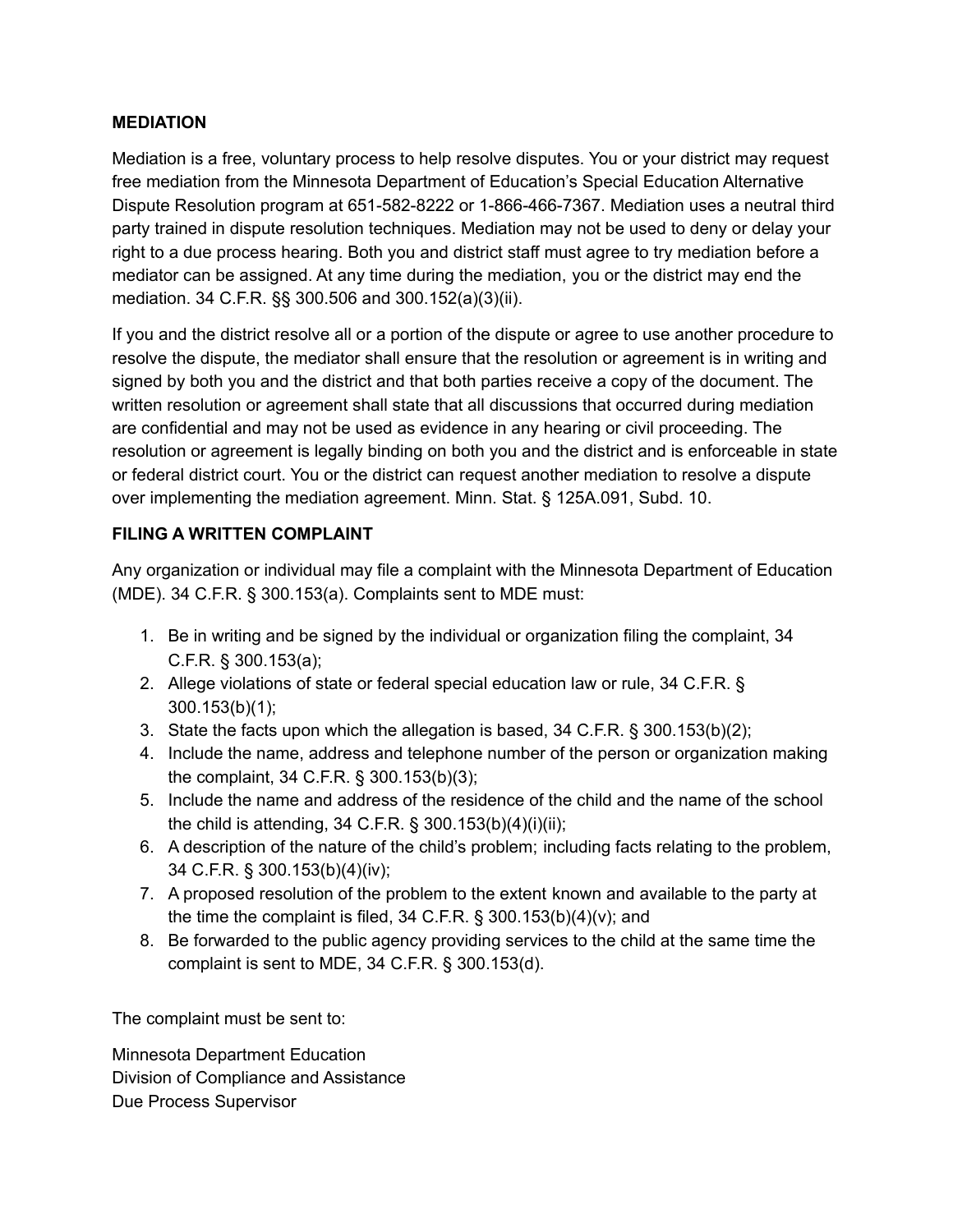**MEDIATION**

Mediation is a free, voluntary process to help resolve disputes. You or your district may request free mediation from the Minnesota Department of Education's Special Education Alternative Dispute Resolution program at 651-582-8222 or 1-866-466-7367. Mediation uses a neutral third party trained in dispute resolution techniques. Mediation may not be used to deny or delay your right to a due process hearing. Both you and district staff must agree to try mediation before a mediator can be assigned. At any time during the mediation, you or the district may end the mediation. 34 C.F.R. §§ 300.506 and 300.152(a)(3)(ii).

If you and the district resolve all or a portion of the dispute or agree to use another procedure to resolve the dispute, the mediator shall ensure that the resolution or agreement is in writing and signed by both you and the district and that both parties receive a copy of the document. The written resolution or agreement shall state that all discussions that occurred during mediation are confidential and may not be used as evidence in any hearing or civil proceeding. The resolution or agreement is legally binding on both you and the district and is enforceable in state or federal district court. You or the district can request another mediation to resolve a dispute over implementing the mediation agreement. Minn. Stat. § 125A.091, Subd. 10.

**FILING A WRITTEN COMPLAINT**

Any organization or individual may file a complaint with the Minnesota Department of Education (MDE). 34 C.F.R. § 300.153(a). Complaints sent to MDE must:

1. Be in writing and be signed by the individual or organization filing the complaint, 34 C.F.R. § 300.153(a);
2. Allege violations of state or federal special education law or rule, 34 C.F.R. § 300.153(b)(1);
3. State the facts upon which the allegation is based, 34 C.F.R. § 300.153(b)(2);
4. Include the name, address and telephone number of the person or organization making the complaint, 34 C.F.R. § 300.153(b)(3);
5. Include the name and address of the residence of the child and the name of the school the child is attending, 34 C.F.R. § 300.153(b)(4)(i)(ii);
6. A description of the nature of the child's problem; including facts relating to the problem, 34 C.F.R. § 300.153(b)(4)(iv);
7. A proposed resolution of the problem to the extent known and available to the party at the time the complaint is filed, 34 C.F.R. § 300.153(b)(4)(v); and
8. Be forwarded to the public agency providing services to the child at the same time the complaint is sent to MDE, 34 C.F.R. § 300.153(d).

The complaint must be sent to:

Minnesota Department Education
Division of Compliance and Assistance
Due Process Supervisor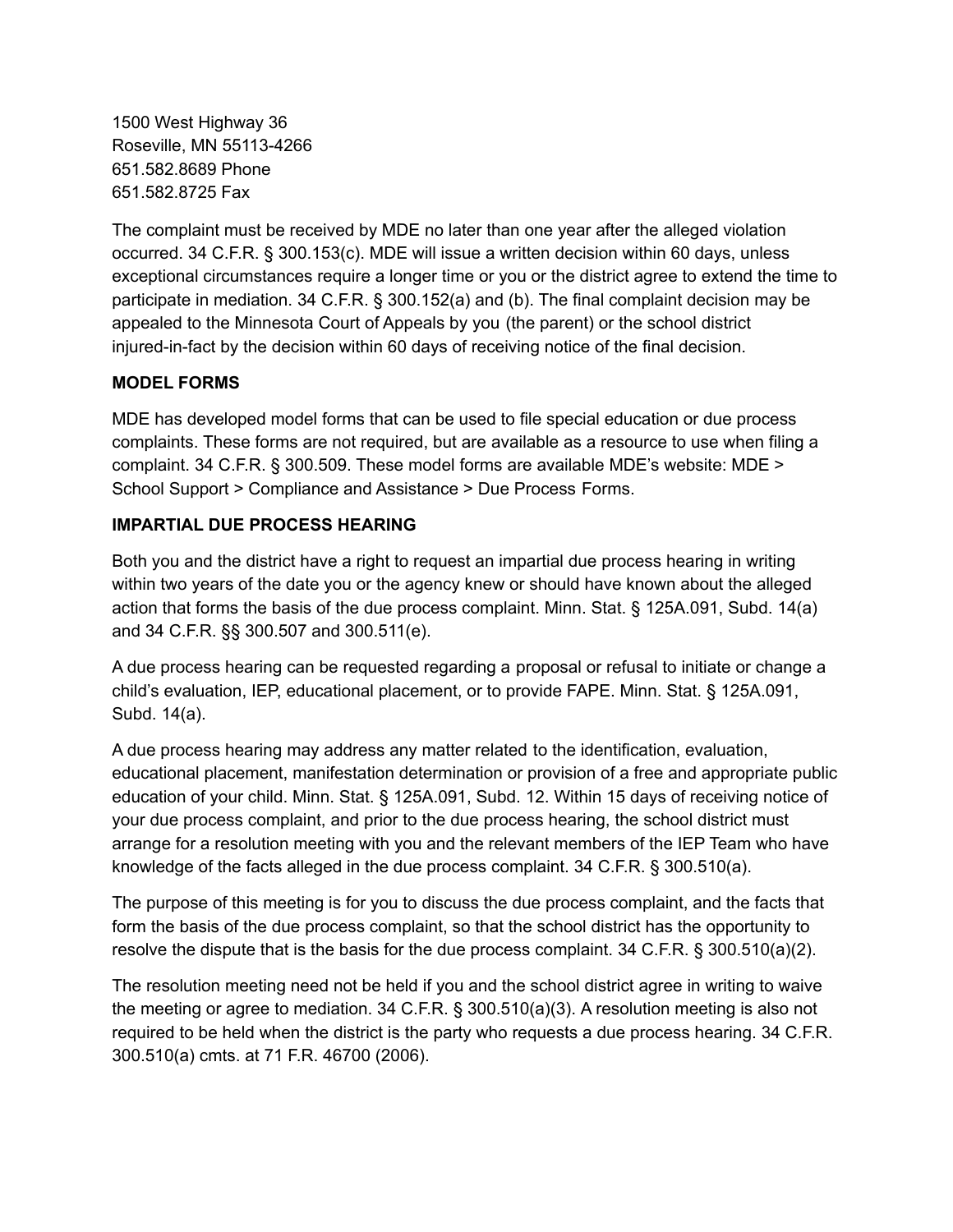1500 West Highway 36
Roseville, MN 55113-4266
651.582.8689 Phone
651.582.8725 Fax

The complaint must be received by MDE no later than one year after the alleged violation occurred. 34 C.F.R. § 300.153(c). MDE will issue a written decision within 60 days, unless exceptional circumstances require a longer time or you or the district agree to extend the time to participate in mediation. 34 C.F.R. § 300.152(a) and (b). The final complaint decision may be appealed to the Minnesota Court of Appeals by you (the parent) or the school district injured-in-fact by the decision within 60 days of receiving notice of the final decision.

**MODEL FORMS**

MDE has developed model forms that can be used to file special education or due process complaints. These forms are not required, but are available as a resource to use when filing a complaint. 34 C.F.R. § 300.509. These model forms are available MDE's website: MDE > School Support > Compliance and Assistance > Due Process Forms.

**IMPARTIAL DUE PROCESS HEARING**

Both you and the district have a right to request an impartial due process hearing in writing within two years of the date you or the agency knew or should have known about the alleged action that forms the basis of the due process complaint. Minn. Stat. § 125A.091, Subd. 14(a) and 34 C.F.R. §§ 300.507 and 300.511(e).

A due process hearing can be requested regarding a proposal or refusal to initiate or change a child's evaluation, IEP, educational placement, or to provide FAPE. Minn. Stat. § 125A.091, Subd. 14(a).

A due process hearing may address any matter related to the identification, evaluation, educational placement, manifestation determination or provision of a free and appropriate public education of your child. Minn. Stat. § 125A.091, Subd. 12. Within 15 days of receiving notice of your due process complaint, and prior to the due process hearing, the school district must arrange for a resolution meeting with you and the relevant members of the IEP Team who have knowledge of the facts alleged in the due process complaint. 34 C.F.R. § 300.510(a).

The purpose of this meeting is for you to discuss the due process complaint, and the facts that form the basis of the due process complaint, so that the school district has the opportunity to resolve the dispute that is the basis for the due process complaint. 34 C.F.R. § 300.510(a)(2).

The resolution meeting need not be held if you and the school district agree in writing to waive the meeting or agree to mediation. 34 C.F.R. § 300.510(a)(3). A resolution meeting is also not required to be held when the district is the party who requests a due process hearing. 34 C.F.R. 300.510(a) cmts. at 71 F.R. 46700 (2006).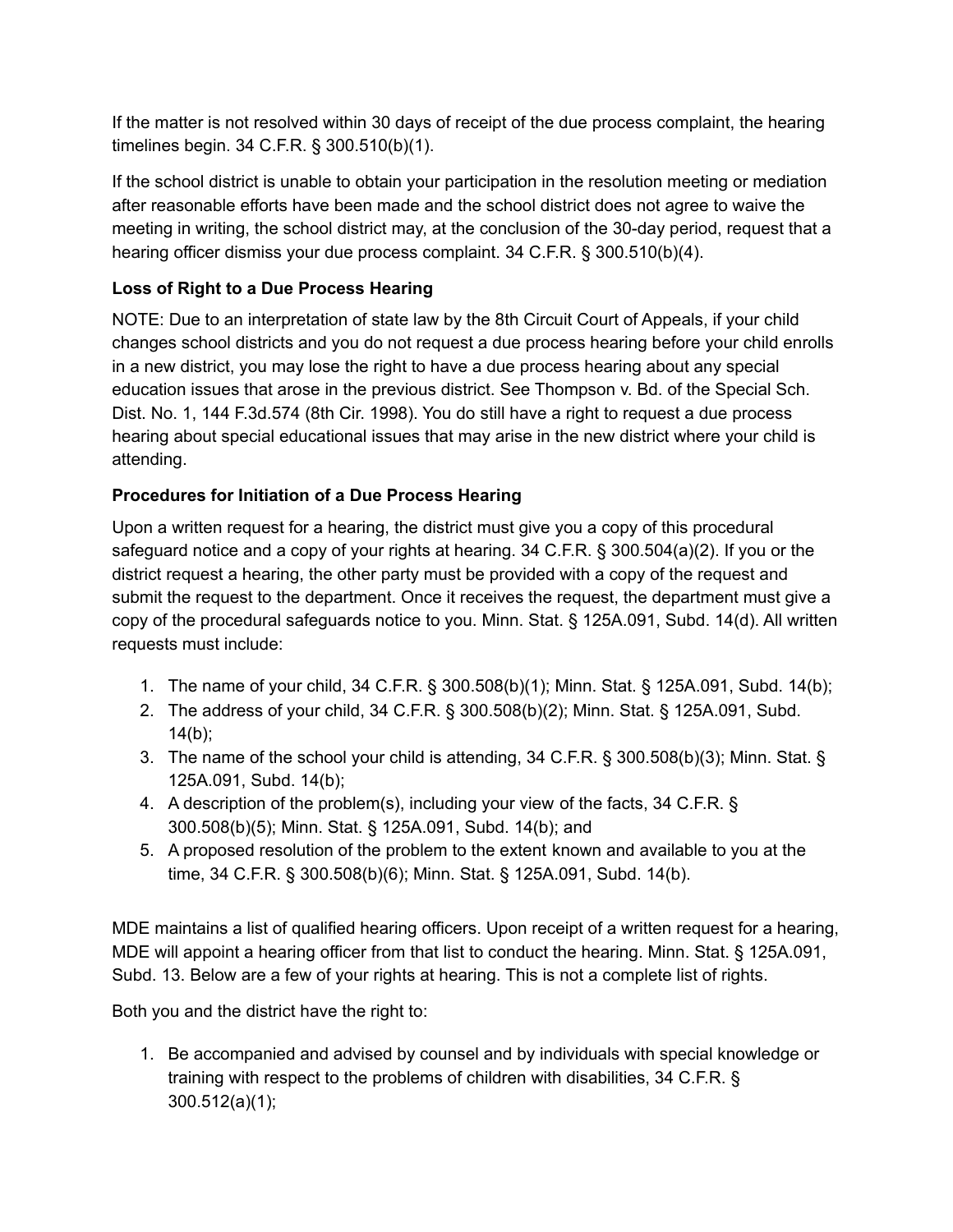If the matter is not resolved within 30 days of receipt of the due process complaint, the hearing timelines begin. 34 C.F.R. § 300.510(b)(1).

If the school district is unable to obtain your participation in the resolution meeting or mediation after reasonable efforts have been made and the school district does not agree to waive the meeting in writing, the school district may, at the conclusion of the 30-day period, request that a hearing officer dismiss your due process complaint. 34 C.F.R. § 300.510(b)(4).

**Loss of Right to a Due Process Hearing**

NOTE: Due to an interpretation of state law by the 8th Circuit Court of Appeals, if your child changes school districts and you do not request a due process hearing before your child enrolls in a new district, you may lose the right to have a due process hearing about any special education issues that arose in the previous district. See Thompson v. Bd. of the Special Sch. Dist. No. 1, 144 F.3d.574 (8th Cir. 1998). You do still have a right to request a due process hearing about special educational issues that may arise in the new district where your child is attending.

**Procedures for Initiation of a Due Process Hearing**

Upon a written request for a hearing, the district must give you a copy of this procedural safeguard notice and a copy of your rights at hearing. 34 C.F.R. § 300.504(a)(2). If you or the district request a hearing, the other party must be provided with a copy of the request and submit the request to the department. Once it receives the request, the department must give a copy of the procedural safeguards notice to you. Minn. Stat. § 125A.091, Subd. 14(d). All written requests must include:

1. The name of your child, 34 C.F.R. § 300.508(b)(1); Minn. Stat. § 125A.091, Subd. 14(b);
2. The address of your child, 34 C.F.R. § 300.508(b)(2); Minn. Stat. § 125A.091, Subd. 14(b);
3. The name of the school your child is attending, 34 C.F.R. § 300.508(b)(3); Minn. Stat. § 125A.091, Subd. 14(b);
4. A description of the problem(s), including your view of the facts, 34 C.F.R. § 300.508(b)(5); Minn. Stat. § 125A.091, Subd. 14(b); and
5. A proposed resolution of the problem to the extent known and available to you at the time, 34 C.F.R. § 300.508(b)(6); Minn. Stat. § 125A.091, Subd. 14(b).

MDE maintains a list of qualified hearing officers. Upon receipt of a written request for a hearing, MDE will appoint a hearing officer from that list to conduct the hearing. Minn. Stat. § 125A.091, Subd. 13. Below are a few of your rights at hearing. This is not a complete list of rights.

Both you and the district have the right to:

1. Be accompanied and advised by counsel and by individuals with special knowledge or training with respect to the problems of children with disabilities, 34 C.F.R. § 300.512(a)(1);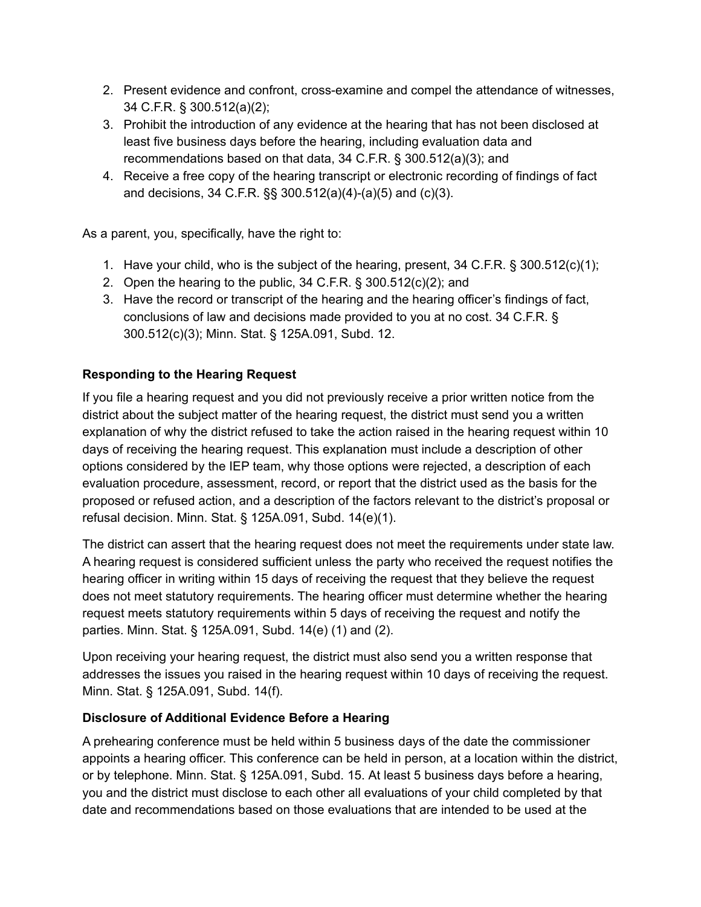2. Present evidence and confront, cross-examine and compel the attendance of witnesses, 34 C.F.R. § 300.512(a)(2);
3. Prohibit the introduction of any evidence at the hearing that has not been disclosed at least five business days before the hearing, including evaluation data and recommendations based on that data, 34 C.F.R. § 300.512(a)(3); and
4. Receive a free copy of the hearing transcript or electronic recording of findings of fact and decisions, 34 C.F.R. §§ 300.512(a)(4)-(a)(5) and (c)(3).

As a parent, you, specifically, have the right to:

1. Have your child, who is the subject of the hearing, present, 34 C.F.R. § 300.512(c)(1);
2. Open the hearing to the public, 34 C.F.R. § 300.512(c)(2); and
3. Have the record or transcript of the hearing and the hearing officer's findings of fact, conclusions of law and decisions made provided to you at no cost. 34 C.F.R. § 300.512(c)(3); Minn. Stat. § 125A.091, Subd. 12.

**Responding to the Hearing Request**

If you file a hearing request and you did not previously receive a prior written notice from the district about the subject matter of the hearing request, the district must send you a written explanation of why the district refused to take the action raised in the hearing request within 10 days of receiving the hearing request. This explanation must include a description of other options considered by the IEP team, why those options were rejected, a description of each evaluation procedure, assessment, record, or report that the district used as the basis for the proposed or refused action, and a description of the factors relevant to the district's proposal or refusal decision. Minn. Stat. § 125A.091, Subd. 14(e)(1).

The district can assert that the hearing request does not meet the requirements under state law. A hearing request is considered sufficient unless the party who received the request notifies the hearing officer in writing within 15 days of receiving the request that they believe the request does not meet statutory requirements. The hearing officer must determine whether the hearing request meets statutory requirements within 5 days of receiving the request and notify the parties. Minn. Stat. § 125A.091, Subd. 14(e) (1) and (2).

Upon receiving your hearing request, the district must also send you a written response that addresses the issues you raised in the hearing request within 10 days of receiving the request. Minn. Stat. § 125A.091, Subd. 14(f).

**Disclosure of Additional Evidence Before a Hearing**

A prehearing conference must be held within 5 business days of the date the commissioner appoints a hearing officer. This conference can be held in person, at a location within the district, or by telephone. Minn. Stat. § 125A.091, Subd. 15. At least 5 business days before a hearing, you and the district must disclose to each other all evaluations of your child completed by that date and recommendations based on those evaluations that are intended to be used at the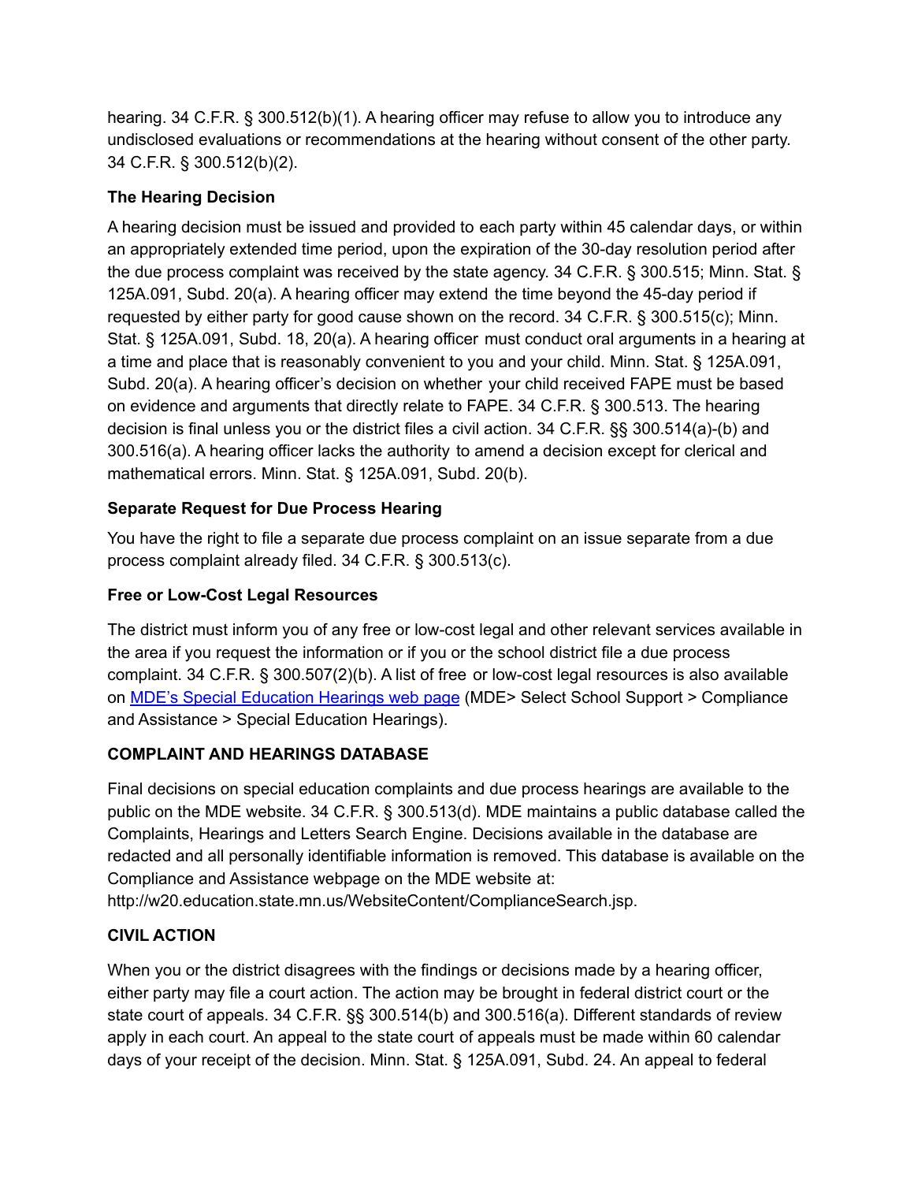hearing. 34 C.F.R. § 300.512(b)(1). A hearing officer may refuse to allow you to introduce any undisclosed evaluations or recommendations at the hearing without consent of the other party. 34 C.F.R. § 300.512(b)(2).

### The Hearing Decision

A hearing decision must be issued and provided to each party within 45 calendar days, or within an appropriately extended time period, upon the expiration of the 30-day resolution period after the due process complaint was received by the state agency. 34 C.F.R. § 300.515; Minn. Stat. § 125A.091, Subd. 20(a). A hearing officer may extend the time beyond the 45-day period if requested by either party for good cause shown on the record. 34 C.F.R. § 300.515(c); Minn. Stat. § 125A.091, Subd. 18, 20(a). A hearing officer must conduct oral arguments in a hearing at a time and place that is reasonably convenient to you and your child. Minn. Stat. § 125A.091, Subd. 20(a). A hearing officer's decision on whether your child received FAPE must be based on evidence and arguments that directly relate to FAPE. 34 C.F.R. § 300.513. The hearing decision is final unless you or the district files a civil action. 34 C.F.R. §§ 300.514(a)-(b) and 300.516(a). A hearing officer lacks the authority to amend a decision except for clerical and mathematical errors. Minn. Stat. § 125A.091, Subd. 20(b).

### Separate Request for Due Process Hearing

You have the right to file a separate due process complaint on an issue separate from a due process complaint already filed. 34 C.F.R. § 300.513(c).

### Free or Low-Cost Legal Resources

The district must inform you of any free or low-cost legal and other relevant services available in the area if you request the information or if you or the school district file a due process complaint. 34 C.F.R. § 300.507(2)(b). A list of free or low-cost legal resources is also available on [MDE's Special Education Hearings web page](#) (MDE> Select School Support > Compliance and Assistance > Special Education Hearings).

## COMPLAINT AND HEARINGS DATABASE

Final decisions on special education complaints and due process hearings are available to the public on the MDE website. 34 C.F.R. § 300.513(d). MDE maintains a public database called the Complaints, Hearings and Letters Search Engine. Decisions available in the database are redacted and all personally identifiable information is removed. This database is available on the Compliance and Assistance webpage on the MDE website at: http://w20.education.state.mn.us/WebsiteContent/ComplianceSearch.jsp.

## CIVIL ACTION

When you or the district disagrees with the findings or decisions made by a hearing officer, either party may file a court action. The action may be brought in federal district court or the state court of appeals. 34 C.F.R. §§ 300.514(b) and 300.516(a). Different standards of review apply in each court. An appeal to the state court of appeals must be made within 60 calendar days of your receipt of the decision. Minn. Stat. § 125A.091, Subd. 24. An appeal to federal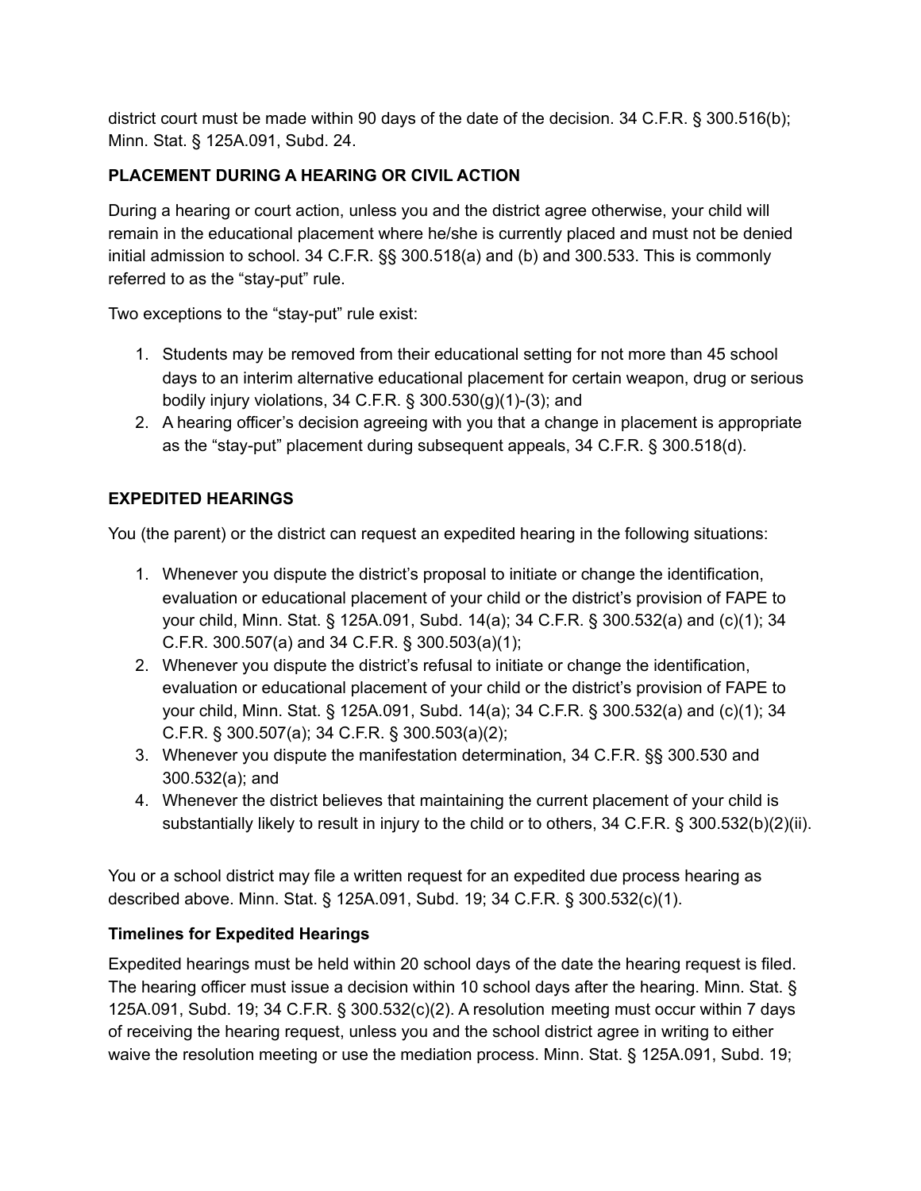district court must be made within 90 days of the date of the decision. 34 C.F.R. § 300.516(b); Minn. Stat. § 125A.091, Subd. 24.

**PLACEMENT DURING A HEARING OR CIVIL ACTION**

During a hearing or court action, unless you and the district agree otherwise, your child will remain in the educational placement where he/she is currently placed and must not be denied initial admission to school. 34 C.F.R. §§ 300.518(a) and (b) and 300.533. This is commonly referred to as the "stay-put" rule.

Two exceptions to the "stay-put" rule exist:

1. Students may be removed from their educational setting for not more than 45 school days to an interim alternative educational placement for certain weapon, drug or serious bodily injury violations, 34 C.F.R. § 300.530(g)(1)-(3); and
2. A hearing officer's decision agreeing with you that a change in placement is appropriate as the "stay-put" placement during subsequent appeals, 34 C.F.R. § 300.518(d).

**EXPEDITED HEARINGS**

You (the parent) or the district can request an expedited hearing in the following situations:

1. Whenever you dispute the district's proposal to initiate or change the identification, evaluation or educational placement of your child or the district's provision of FAPE to your child, Minn. Stat. § 125A.091, Subd. 14(a); 34 C.F.R. § 300.532(a) and (c)(1); 34 C.F.R. 300.507(a) and 34 C.F.R. § 300.503(a)(1);
2. Whenever you dispute the district's refusal to initiate or change the identification, evaluation or educational placement of your child or the district's provision of FAPE to your child, Minn. Stat. § 125A.091, Subd. 14(a); 34 C.F.R. § 300.532(a) and (c)(1); 34 C.F.R. § 300.507(a); 34 C.F.R. § 300.503(a)(2);
3. Whenever you dispute the manifestation determination, 34 C.F.R. §§ 300.530 and 300.532(a); and
4. Whenever the district believes that maintaining the current placement of your child is substantially likely to result in injury to the child or to others, 34 C.F.R. § 300.532(b)(2)(ii).

You or a school district may file a written request for an expedited due process hearing as described above. Minn. Stat. § 125A.091, Subd. 19; 34 C.F.R. § 300.532(c)(1).

**Timelines for Expedited Hearings**

Expedited hearings must be held within 20 school days of the date the hearing request is filed. The hearing officer must issue a decision within 10 school days after the hearing. Minn. Stat. § 125A.091, Subd. 19; 34 C.F.R. § 300.532(c)(2). A resolution meeting must occur within 7 days of receiving the hearing request, unless you and the school district agree in writing to either waive the resolution meeting or use the mediation process. Minn. Stat. § 125A.091, Subd. 19;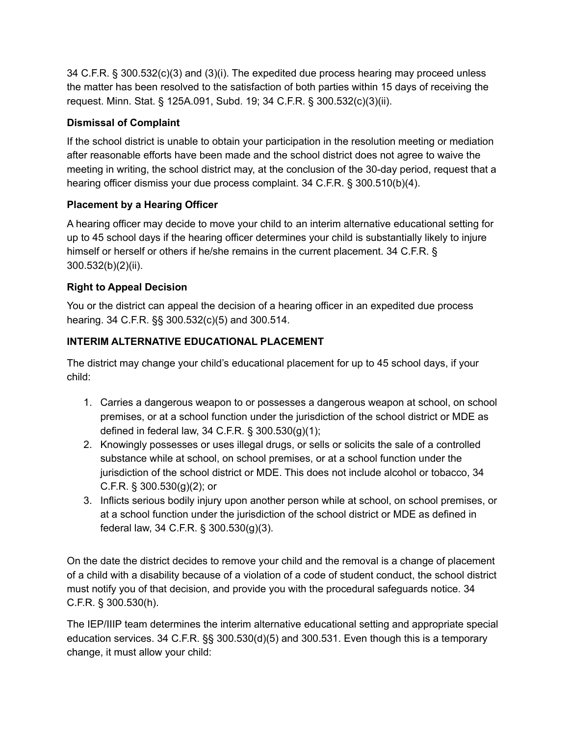34 C.F.R. § 300.532(c)(3) and (3)(i). The expedited due process hearing may proceed unless the matter has been resolved to the satisfaction of both parties within 15 days of receiving the request. Minn. Stat. § 125A.091, Subd. 19; 34 C.F.R. § 300.532(c)(3)(ii).

### Dismissal of Complaint

If the school district is unable to obtain your participation in the resolution meeting or mediation after reasonable efforts have been made and the school district does not agree to waive the meeting in writing, the school district may, at the conclusion of the 30-day period, request that a hearing officer dismiss your due process complaint. 34 C.F.R. § 300.510(b)(4).

### Placement by a Hearing Officer

A hearing officer may decide to move your child to an interim alternative educational setting for up to 45 school days if the hearing officer determines your child is substantially likely to injure himself or herself or others if he/she remains in the current placement. 34 C.F.R. § 300.532(b)(2)(ii).

### Right to Appeal Decision

You or the district can appeal the decision of a hearing officer in an expedited due process hearing. 34 C.F.R. §§ 300.532(c)(5) and 300.514.

## INTERIM ALTERNATIVE EDUCATIONAL PLACEMENT

The district may change your child's educational placement for up to 45 school days, if your child:

1. Carries a dangerous weapon to or possesses a dangerous weapon at school, on school premises, or at a school function under the jurisdiction of the school district or MDE as defined in federal law, 34 C.F.R. § 300.530(g)(1);
2. Knowingly possesses or uses illegal drugs, or sells or solicits the sale of a controlled substance while at school, on school premises, or at a school function under the jurisdiction of the school district or MDE. This does not include alcohol or tobacco, 34 C.F.R. § 300.530(g)(2); or
3. Inflicts serious bodily injury upon another person while at school, on school premises, or at a school function under the jurisdiction of the school district or MDE as defined in federal law, 34 C.F.R. § 300.530(g)(3).

On the date the district decides to remove your child and the removal is a change of placement of a child with a disability because of a violation of a code of student conduct, the school district must notify you of that decision, and provide you with the procedural safeguards notice. 34 C.F.R. § 300.530(h).

The IEP/IIIP team determines the interim alternative educational setting and appropriate special education services. 34 C.F.R. §§ 300.530(d)(5) and 300.531. Even though this is a temporary change, it must allow your child: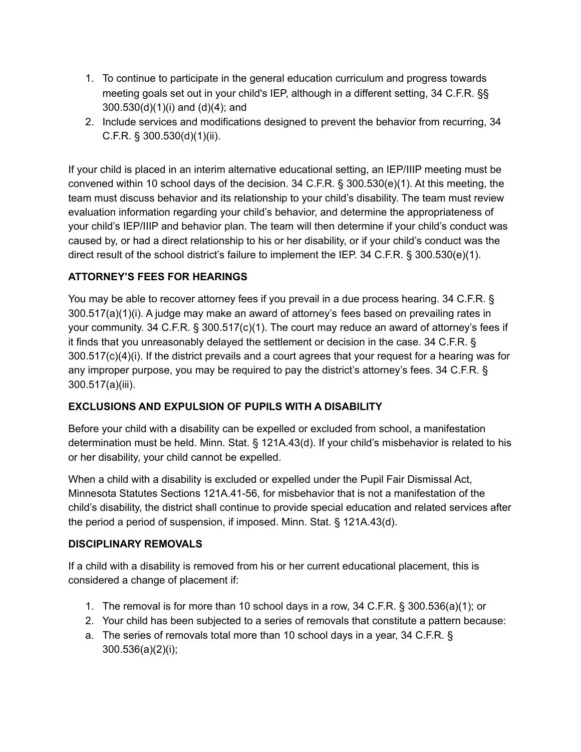1. To continue to participate in the general education curriculum and progress towards meeting goals set out in your child's IEP, although in a different setting, 34 C.F.R. §§ 300.530(d)(1)(i) and (d)(4); and
2. Include services and modifications designed to prevent the behavior from recurring, 34 C.F.R. § 300.530(d)(1)(ii).

If your child is placed in an interim alternative educational setting, an IEP/IIIP meeting must be convened within 10 school days of the decision. 34 C.F.R. § 300.530(e)(1). At this meeting, the team must discuss behavior and its relationship to your child's disability. The team must review evaluation information regarding your child's behavior, and determine the appropriateness of your child's IEP/IIIP and behavior plan. The team will then determine if your child's conduct was caused by, or had a direct relationship to his or her disability, or if your child's conduct was the direct result of the school district's failure to implement the IEP. 34 C.F.R. § 300.530(e)(1).

**ATTORNEY'S FEES FOR HEARINGS**

You may be able to recover attorney fees if you prevail in a due process hearing. 34 C.F.R. § 300.517(a)(1)(i). A judge may make an award of attorney's fees based on prevailing rates in your community. 34 C.F.R. § 300.517(c)(1). The court may reduce an award of attorney's fees if it finds that you unreasonably delayed the settlement or decision in the case. 34 C.F.R. § 300.517(c)(4)(i). If the district prevails and a court agrees that your request for a hearing was for any improper purpose, you may be required to pay the district's attorney's fees. 34 C.F.R. § 300.517(a)(iii).

**EXCLUSIONS AND EXPULSION OF PUPILS WITH A DISABILITY**

Before your child with a disability can be expelled or excluded from school, a manifestation determination must be held. Minn. Stat. § 121A.43(d). If your child's misbehavior is related to his or her disability, your child cannot be expelled.

When a child with a disability is excluded or expelled under the Pupil Fair Dismissal Act, Minnesota Statutes Sections 121A.41-56, for misbehavior that is not a manifestation of the child's disability, the district shall continue to provide special education and related services after the period a period of suspension, if imposed. Minn. Stat. § 121A.43(d).

**DISCIPLINARY REMOVALS**

If a child with a disability is removed from his or her current educational placement, this is considered a change of placement if:

1. The removal is for more than 10 school days in a row, 34 C.F.R. § 300.536(a)(1); or
2. Your child has been subjected to a series of removals that constitute a pattern because:
   a. The series of removals total more than 10 school days in a year, 34 C.F.R. § 300.536(a)(2)(i);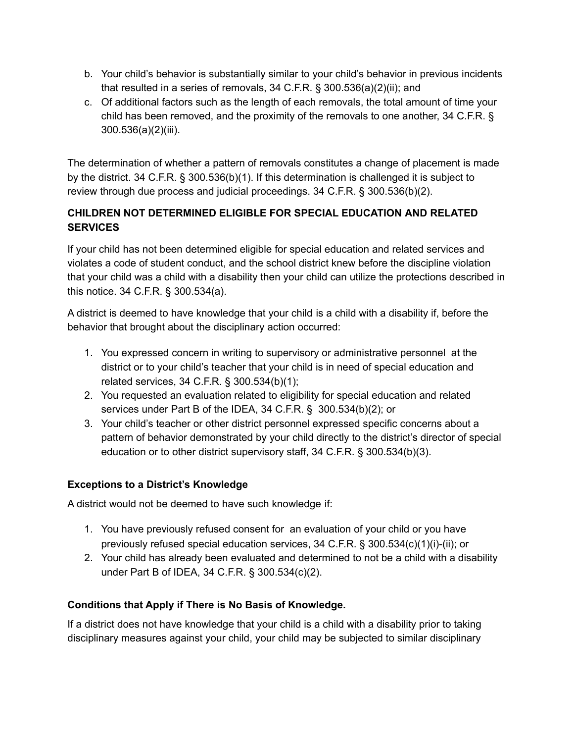b. Your child's behavior is substantially similar to your child's behavior in previous incidents that resulted in a series of removals, 34 C.F.R. § 300.536(a)(2)(ii); and
c. Of additional factors such as the length of each removals, the total amount of time your child has been removed, and the proximity of the removals to one another, 34 C.F.R. § 300.536(a)(2)(iii).

The determination of whether a pattern of removals constitutes a change of placement is made by the district. 34 C.F.R. § 300.536(b)(1). If this determination is challenged it is subject to review through due process and judicial proceedings. 34 C.F.R. § 300.536(b)(2).

**CHILDREN NOT DETERMINED ELIGIBLE FOR SPECIAL EDUCATION AND RELATED SERVICES**

If your child has not been determined eligible for special education and related services and violates a code of student conduct, and the school district knew before the discipline violation that your child was a child with a disability then your child can utilize the protections described in this notice. 34 C.F.R. § 300.534(a).

A district is deemed to have knowledge that your child is a child with a disability if, before the behavior that brought about the disciplinary action occurred:

1. You expressed concern in writing to supervisory or administrative personnel at the district or to your child's teacher that your child is in need of special education and related services, 34 C.F.R. § 300.534(b)(1);
2. You requested an evaluation related to eligibility for special education and related services under Part B of the IDEA, 34 C.F.R. § 300.534(b)(2); or
3. Your child's teacher or other district personnel expressed specific concerns about a pattern of behavior demonstrated by your child directly to the district's director of special education or to other district supervisory staff, 34 C.F.R. § 300.534(b)(3).

**Exceptions to a District's Knowledge**

A district would not be deemed to have such knowledge if:

1. You have previously refused consent for an evaluation of your child or you have previously refused special education services, 34 C.F.R. § 300.534(c)(1)(i)-(ii); or
2. Your child has already been evaluated and determined to not be a child with a disability under Part B of IDEA, 34 C.F.R. § 300.534(c)(2).

**Conditions that Apply if There is No Basis of Knowledge.**

If a district does not have knowledge that your child is a child with a disability prior to taking disciplinary measures against your child, your child may be subjected to similar disciplinary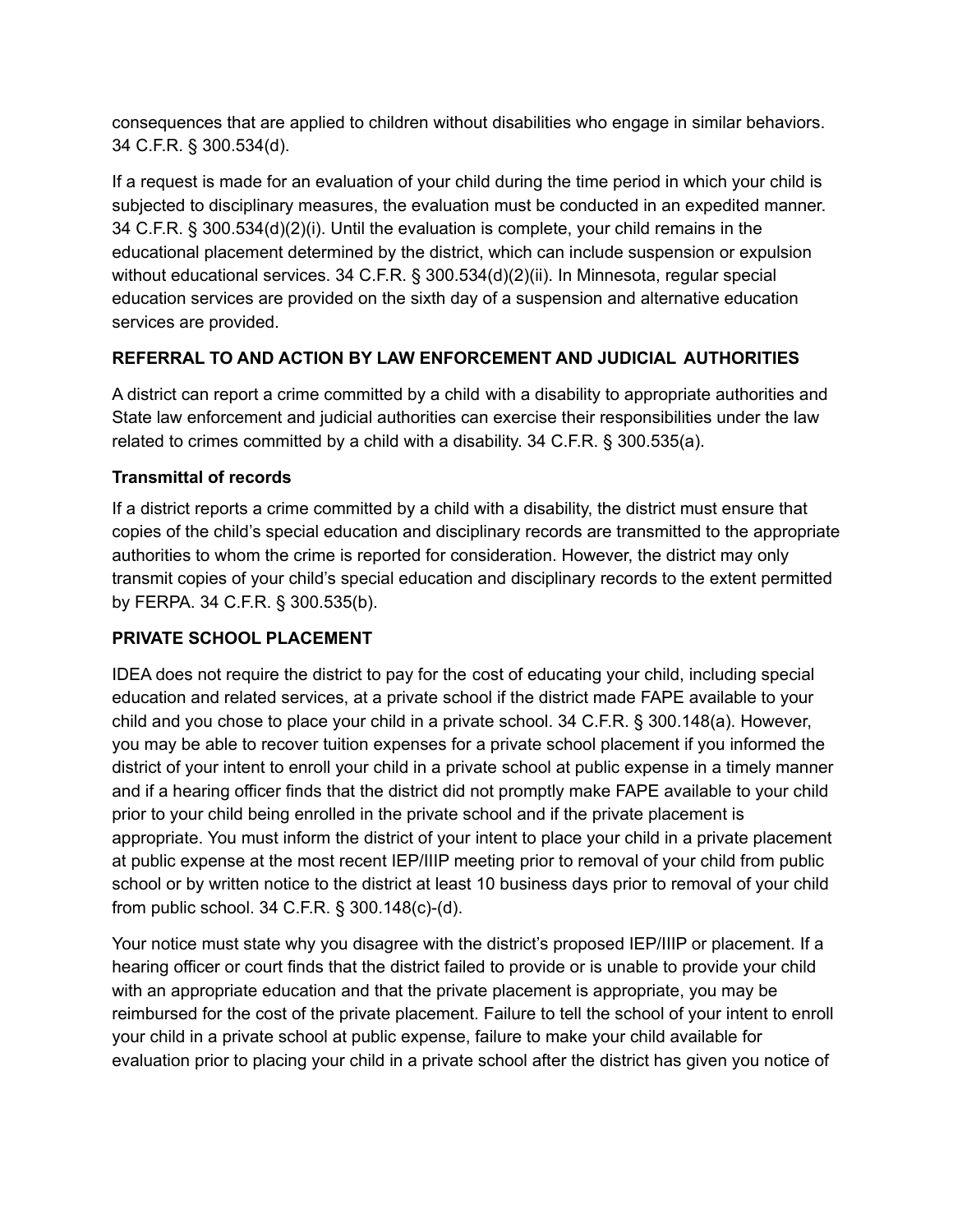consequences that are applied to children without disabilities who engage in similar behaviors. 34 C.F.R. § 300.534(d).

If a request is made for an evaluation of your child during the time period in which your child is subjected to disciplinary measures, the evaluation must be conducted in an expedited manner. 34 C.F.R. § 300.534(d)(2)(i). Until the evaluation is complete, your child remains in the educational placement determined by the district, which can include suspension or expulsion without educational services. 34 C.F.R. § 300.534(d)(2)(ii). In Minnesota, regular special education services are provided on the sixth day of a suspension and alternative education services are provided.

## REFERRAL TO AND ACTION BY LAW ENFORCEMENT AND JUDICIAL AUTHORITIES

A district can report a crime committed by a child with a disability to appropriate authorities and State law enforcement and judicial authorities can exercise their responsibilities under the law related to crimes committed by a child with a disability. 34 C.F.R. § 300.535(a).

### Transmittal of records

If a district reports a crime committed by a child with a disability, the district must ensure that copies of the child's special education and disciplinary records are transmitted to the appropriate authorities to whom the crime is reported for consideration. However, the district may only transmit copies of your child's special education and disciplinary records to the extent permitted by FERPA. 34 C.F.R. § 300.535(b).

## PRIVATE SCHOOL PLACEMENT

IDEA does not require the district to pay for the cost of educating your child, including special education and related services, at a private school if the district made FAPE available to your child and you chose to place your child in a private school. 34 C.F.R. § 300.148(a). However, you may be able to recover tuition expenses for a private school placement if you informed the district of your intent to enroll your child in a private school at public expense in a timely manner and if a hearing officer finds that the district did not promptly make FAPE available to your child prior to your child being enrolled in the private school and if the private placement is appropriate. You must inform the district of your intent to place your child in a private placement at public expense at the most recent IEP/IIIP meeting prior to removal of your child from public school or by written notice to the district at least 10 business days prior to removal of your child from public school. 34 C.F.R. § 300.148(c)-(d).

Your notice must state why you disagree with the district's proposed IEP/IIIP or placement. If a hearing officer or court finds that the district failed to provide or is unable to provide your child with an appropriate education and that the private placement is appropriate, you may be reimbursed for the cost of the private placement. Failure to tell the school of your intent to enroll your child in a private school at public expense, failure to make your child available for evaluation prior to placing your child in a private school after the district has given you notice of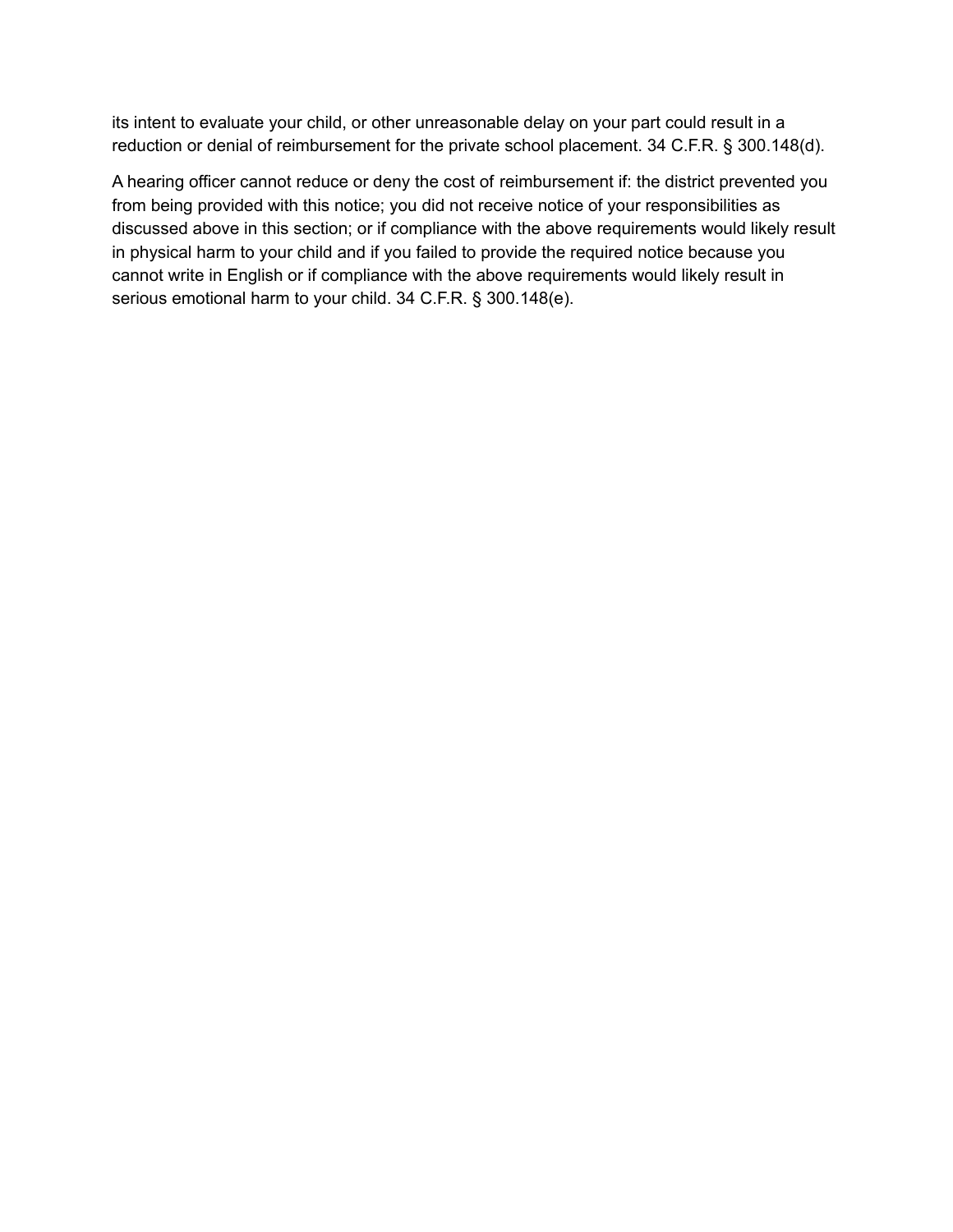its intent to evaluate your child, or other unreasonable delay on your part could result in a reduction or denial of reimbursement for the private school placement. 34 C.F.R. § 300.148(d).

A hearing officer cannot reduce or deny the cost of reimbursement if: the district prevented you from being provided with this notice; you did not receive notice of your responsibilities as discussed above in this section; or if compliance with the above requirements would likely result in physical harm to your child and if you failed to provide the required notice because you cannot write in English or if compliance with the above requirements would likely result in serious emotional harm to your child. 34 C.F.R. § 300.148(e).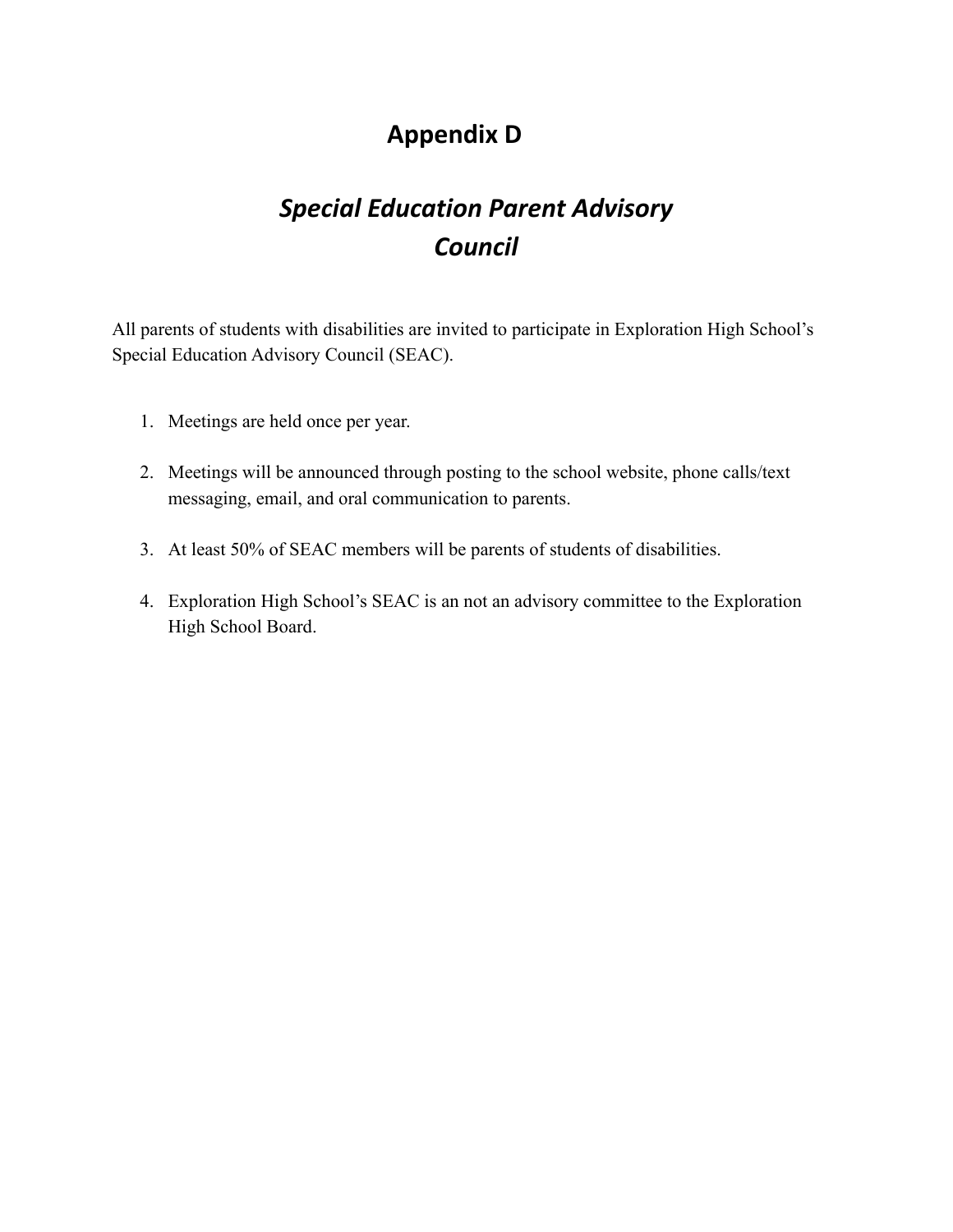# Appendix D

## *Special Education Parent Advisory Council*

All parents of students with disabilities are invited to participate in Exploration High School's Special Education Advisory Council (SEAC).

1. Meetings are held once per year.

2. Meetings will be announced through posting to the school website, phone calls/text messaging, email, and oral communication to parents.

3. At least 50% of SEAC members will be parents of students of disabilities.

4. Exploration High School's SEAC is an not an advisory committee to the Exploration High School Board.